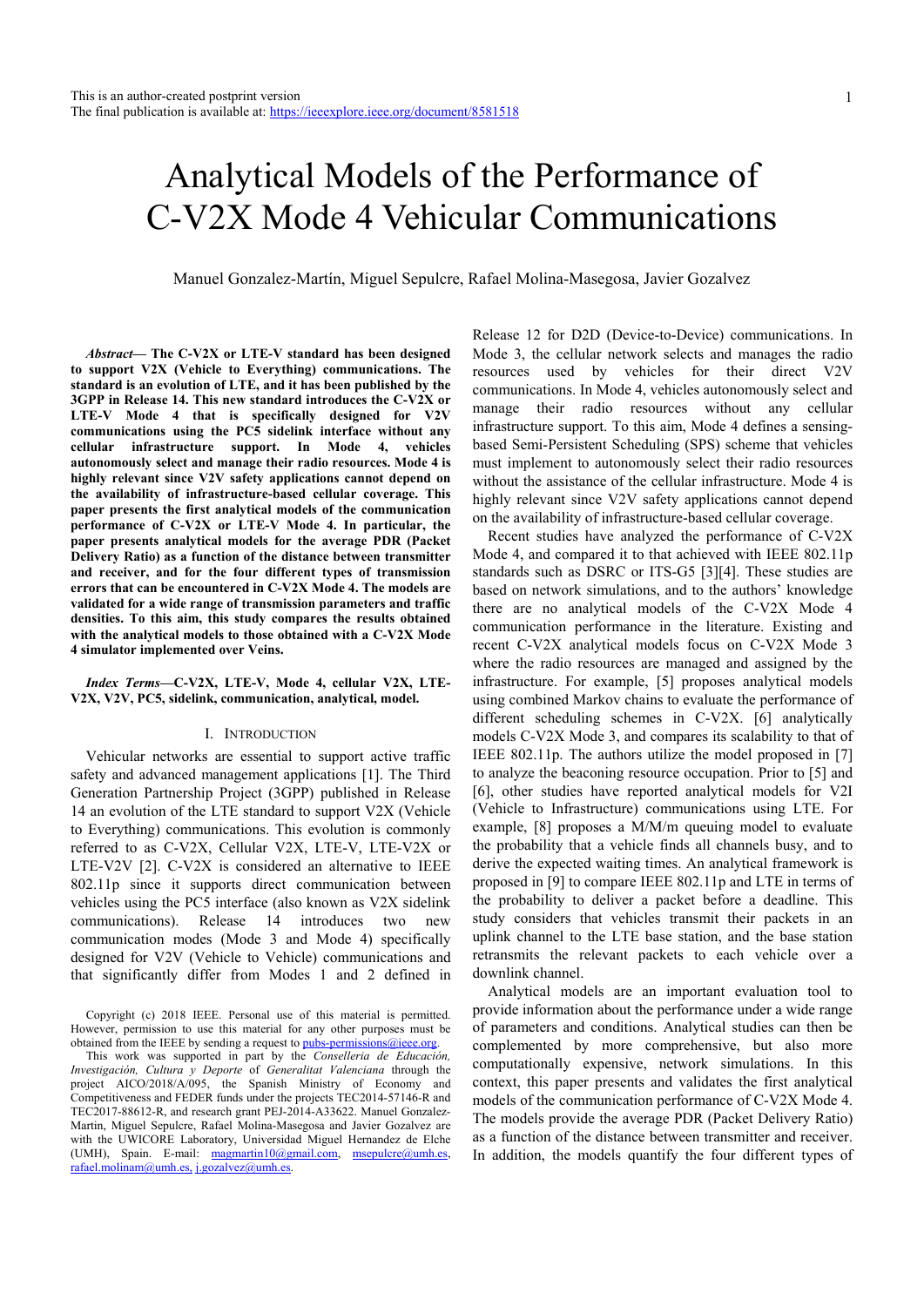This is an author-created postprint version
The final publication is available at: https://ieeexplore.ieee.org/document/8581518

# Analytical Models of the Performance of C-V2X Mode 4 Vehicular Communications

Manuel Gonzalez-Martín, Miguel Sepulcre, Rafael Molina-Masegosa, Javier Gozalvez

***Abstract*— The C-V2X or LTE-V standard has been designed to support V2X (Vehicle to Everything) communications. The standard is an evolution of LTE, and it has been published by the 3GPP in Release 14. This new standard introduces the C-V2X or LTE-V Mode 4 that is specifically designed for V2V communications using the PC5 sidelink interface without any cellular infrastructure support. In Mode 4, vehicles autonomously select and manage their radio resources. Mode 4 is highly relevant since V2V safety applications cannot depend on the availability of infrastructure-based cellular coverage. This paper presents the first analytical models of the communication performance of C-V2X or LTE-V Mode 4. In particular, the paper presents analytical models for the average PDR (Packet Delivery Ratio) as a function of the distance between transmitter and receiver, and for the four different types of transmission errors that can be encountered in C-V2X Mode 4. The models are validated for a wide range of transmission parameters and traffic densities. To this aim, this study compares the results obtained with the analytical models to those obtained with a C-V2X Mode 4 simulator implemented over Veins.**

***Index Terms*—C-V2X, LTE-V, Mode 4, cellular V2X, LTE-V2X, V2V, PC5, sidelink, communication, analytical, model.**

## I. Introduction

Vehicular networks are essential to support active traffic safety and advanced management applications [1]. The Third Generation Partnership Project (3GPP) published in Release 14 an evolution of the LTE standard to support V2X (Vehicle to Everything) communications. This evolution is commonly referred to as C-V2X, Cellular V2X, LTE-V, LTE-V2X or LTE-V2V [2]. C-V2X is considered an alternative to IEEE 802.11p since it supports direct communication between vehicles using the PC5 interface (also known as V2X sidelink communications). Release 14 introduces two new communication modes (Mode 3 and Mode 4) specifically designed for V2V (Vehicle to Vehicle) communications and that significantly differ from Modes 1 and 2 defined in Release 12 for D2D (Device-to-Device) communications. In Mode 3, the cellular network selects and manages the radio resources used by vehicles for their direct V2V communications. In Mode 4, vehicles autonomously select and manage their radio resources without any cellular infrastructure support. To this aim, Mode 4 defines a sensing-based Semi-Persistent Scheduling (SPS) scheme that vehicles must implement to autonomously select their radio resources without the assistance of the cellular infrastructure. Mode 4 is highly relevant since V2V safety applications cannot depend on the availability of infrastructure-based cellular coverage.

Recent studies have analyzed the performance of C-V2X Mode 4, and compared it to that achieved with IEEE 802.11p standards such as DSRC or ITS-G5 [3][4]. These studies are based on network simulations, and to the authors' knowledge there are no analytical models of the C-V2X Mode 4 communication performance in the literature. Existing and recent C-V2X analytical models focus on C-V2X Mode 3 where the radio resources are managed and assigned by the infrastructure. For example, [5] proposes analytical models using combined Markov chains to evaluate the performance of different scheduling schemes in C-V2X. [6] analytically models C-V2X Mode 3, and compares its scalability to that of IEEE 802.11p. The authors utilize the model proposed in [7] to analyze the beaconing resource occupation. Prior to [5] and [6], other studies have reported analytical models for V2I (Vehicle to Infrastructure) communications using LTE. For example, [8] proposes a M/M/m queuing model to evaluate the probability that a vehicle finds all channels busy, and to derive the expected waiting times. An analytical framework is proposed in [9] to compare IEEE 802.11p and LTE in terms of the probability to deliver a packet before a deadline. This study considers that vehicles transmit their packets in an uplink channel to the LTE base station, and the base station retransmits the relevant packets to each vehicle over a downlink channel.

Analytical models are an important evaluation tool to provide information about the performance under a wide range of parameters and conditions. Analytical studies can then be complemented by more comprehensive, but also more computationally expensive, network simulations. In this context, this paper presents and validates the first analytical models of the communication performance of C-V2X Mode 4. The models provide the average PDR (Packet Delivery Ratio) as a function of the distance between transmitter and receiver. In addition, the models quantify the four different types of

Copyright (c) 2018 IEEE. Personal use of this material is permitted. However, permission to use this material for any other purposes must be obtained from the IEEE by sending a request to pubs-permissions@ieee.org.

This work was supported in part by the *Conselleria de Educación, Investigación, Cultura y Deporte* of *Generalitat Valenciana* through the project AICO/2018/A/095, the Spanish Ministry of Economy and Competitiveness and FEDER funds under the projects TEC2014-57146-R and TEC2017-88612-R, and research grant PEJ-2014-A33622. Manuel Gonzalez-Martin, Miguel Sepulcre, Rafael Molina-Masegosa and Javier Gozalvez are with the UWICORE Laboratory, Universidad Miguel Hernandez de Elche (UMH), Spain. E-mail: magmartin10@gmail.com, msepulcre@umh.es, rafael.molinam@umh.es, j.gozalvez@umh.es.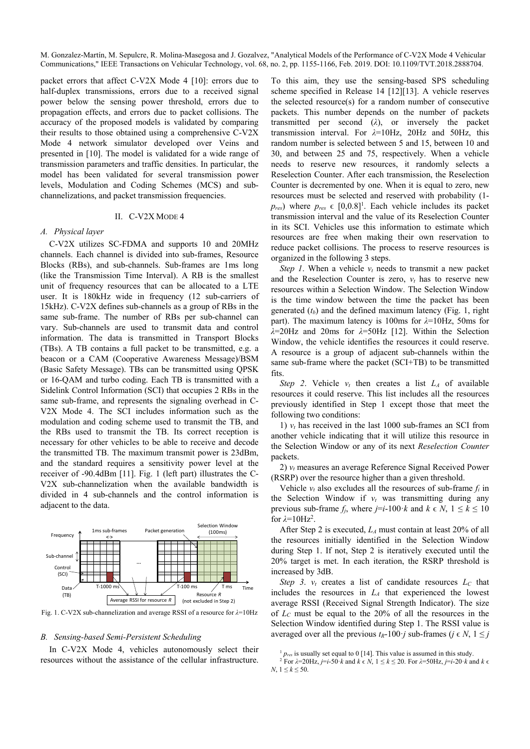packet errors that affect C-V2X Mode 4 [10]: errors due to half-duplex transmissions, errors due to a received signal power below the sensing power threshold, errors due to propagation effects, and errors due to packet collisions. The accuracy of the proposed models is validated by comparing their results to those obtained using a comprehensive C-V2X Mode 4 network simulator developed over Veins and presented in [10]. The model is validated for a wide range of transmission parameters and traffic densities. In particular, the model has been validated for several transmission power levels, Modulation and Coding Schemes (MCS) and sub-channelizations, and packet transmission frequencies.

## II. C-V2X Mode 4

### A. Physical layer

C-V2X utilizes SC-FDMA and supports 10 and 20MHz channels. Each channel is divided into sub-frames, Resource Blocks (RBs), and sub-channels. Sub-frames are 1ms long (like the Transmission Time Interval). A RB is the smallest unit of frequency resources that can be allocated to a LTE user. It is 180kHz wide in frequency (12 sub-carriers of 15kHz). C-V2X defines sub-channels as a group of RBs in the same sub-frame. The number of RBs per sub-channel can vary. Sub-channels are used to transmit data and control information. The data is transmitted in Transport Blocks (TBs). A TB contains a full packet to be transmitted, e.g. a beacon or a CAM (Cooperative Awareness Message)/BSM (Basic Safety Message). TBs can be transmitted using QPSK or 16-QAM and turbo coding. Each TB is transmitted with a Sidelink Control Information (SCI) that occupies 2 RBs in the same sub-frame, and represents the signaling overhead in C-V2X Mode 4. The SCI includes information such as the modulation and coding scheme used to transmit the TB, and the RBs used to transmit the TB. Its correct reception is necessary for other vehicles to be able to receive and decode the transmitted TB. The maximum transmit power is 23dBm, and the standard requires a sensitivity power level at the receiver of -90.4dBm [11]. Fig. 1 (left part) illustrates the C-V2X sub-channelization when the available bandwidth is divided in 4 sub-channels and the control information is adjacent to the data.

Fig. 1. C-V2X sub-channelization and average RSSI of a resource for $\lambda$=10Hz

### B. Sensing-based Semi-Persistent Scheduling

In C-V2X Mode 4, vehicles autonomously select their resources without the assistance of the cellular infrastructure. To this aim, they use the sensing-based SPS scheduling scheme specified in Release 14 [12][13]. A vehicle reserves the selected resource(s) for a random number of consecutive packets. This number depends on the number of packets transmitted per second ($\lambda$), or inversely the packet transmission interval. For $\lambda$=10Hz, 20Hz and 50Hz, this random number is selected between 5 and 15, between 10 and 30, and between 25 and 75, respectively. When a vehicle needs to reserve new resources, it randomly selects a Reselection Counter. After each transmission, the Reselection Counter is decremented by one. When it is equal to zero, new resources must be selected and reserved with probability ($1-p_{res}$) where $p_{res} \in [0,0.8]$[1]. Each vehicle includes its packet transmission interval and the value of its Reselection Counter in its SCI. Vehicles use this information to estimate which resources are free when making their own reservation to reduce packet collisions. The process to reserve resources is organized in the following 3 steps.

*Step 1*. When a vehicle $v_t$ needs to transmit a new packet and the Reselection Counter is zero, $v_t$ has to reserve new resources within a Selection Window. The Selection Window is the time window between the time the packet has been generated ($t_h$) and the defined maximum latency (Fig. 1, right part). The maximum latency is 100ms for $\lambda$=10Hz, 50ms for $\lambda$=20Hz and 20ms for $\lambda$=50Hz [12]. Within the Selection Window, the vehicle identifies the resources it could reserve. A resource is a group of adjacent sub-channels within the same sub-frame where the packet (SCI+TB) to be transmitted fits.

*Step 2*. Vehicle $v_t$ then creates a list $L_A$ of available resources it could reserve. This list includes all the resources previously identified in Step 1 except those that meet the following two conditions:

1) $v_t$ has received in the last 1000 sub-frames an SCI from another vehicle indicating that it will utilize this resource in the Selection Window or any of its next *Reselection Counter* packets.

2) $v_t$ measures an average Reference Signal Received Power (RSRP) over the resource higher than a given threshold.

Vehicle $v_t$ also excludes all the resources of sub-frame $f_i$ in the Selection Window if $v_t$ was transmitting during any previous sub-frame $f_j$, where $j$=$i$-100·$k$ and $k \in N$, $1 \leq k \leq 10$ for $\lambda$=10Hz[2].

After Step 2 is executed, $L_A$ must contain at least 20% of all the resources initially identified in the Selection Window during Step 1. If not, Step 2 is iteratively executed until the 20% target is met. In each iteration, the RSRP threshold is increased by 3dB.

*Step 3*. $v_t$ creates a list of candidate resources $L_C$ that includes the resources in $L_A$ that experienced the lowest average RSSI (Received Signal Strength Indicator). The size of $L_C$ must be equal to the 20% of all the resources in the Selection Window identified during Step 1. The RSSI value is averaged over all the previous $t_R$-100·$j$ sub-frames ($j \in N$, $1 \leq j$

[1] $p_{res}$ is usually set equal to 0 [14]. This value is assumed in this study.

[2] For $\lambda$=20Hz, $j$=$i$-50·$k$ and $k \in N$, $1 \leq k \leq 20$. For $\lambda$=50Hz, $j$=$i$-20·$k$ and $k \in N$, $1 \leq k \leq 50$.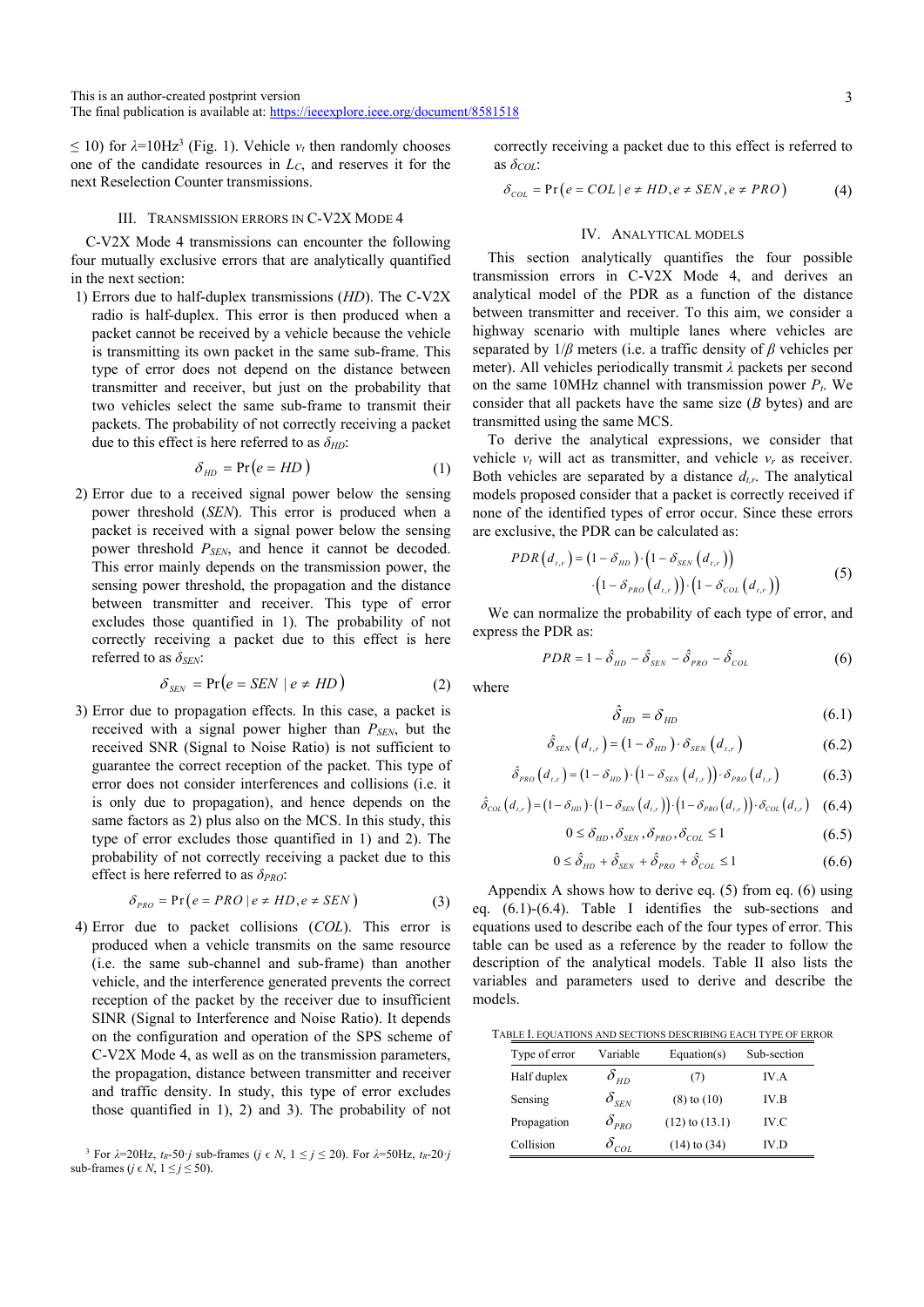≤ 10) for $\lambda$=10Hz[3] (Fig. 1). Vehicle $v_t$ then randomly chooses one of the candidate resources in $L_C$, and reserves it for the next Reselection Counter transmissions.

## III. Transmission Errors in C-V2X Mode 4

C-V2X Mode 4 transmissions can encounter the following four mutually exclusive errors that are analytically quantified in the next section:

1) Errors due to half-duplex transmissions (*HD*). The C-V2X radio is half-duplex. This error is then produced when a packet cannot be received by a vehicle because the vehicle is transmitting its own packet in the same sub-frame. This type of error does not depend on the distance between transmitter and receiver, but just on the probability that two vehicles select the same sub-frame to transmit their packets. The probability of not correctly receiving a packet due to this effect is here referred to as $\delta_{HD}$:

$$\delta_{HD} = \Pr(e = HD) \tag{1}$$

2) Error due to a received signal power below the sensing power threshold (*SEN*). This error is produced when a packet is received with a signal power below the sensing power threshold $P_{SEN}$, and hence it cannot be decoded. This error mainly depends on the transmission power, the sensing power threshold, the propagation and the distance between transmitter and receiver. This type of error excludes those quantified in 1). The probability of not correctly receiving a packet due to this effect is here referred to as $\delta_{SEN}$:

$$\delta_{SEN} = \Pr(e = SEN \mid e \neq HD) \tag{2}$$

3) Error due to propagation effects. In this case, a packet is received with a signal power higher than $P_{SEN}$, but the received SNR (Signal to Noise Ratio) is not sufficient to guarantee the correct reception of the packet. This type of error does not consider interferences and collisions (i.e. it is only due to propagation), and hence depends on the same factors as 2) plus also on the MCS. In this study, this type of error excludes those quantified in 1) and 2). The probability of not correctly receiving a packet due to this effect is here referred to as $\delta_{PRO}$:

$$\delta_{PRO} = \Pr(e = PRO \mid e \neq HD, e \neq SEN) \tag{3}$$

4) Error due to packet collisions (*COL*). This error is produced when a vehicle transmits on the same resource (i.e. the same sub-channel and sub-frame) than another vehicle, and the interference generated prevents the correct reception of the packet by the receiver due to insufficient SINR (Signal to Interference and Noise Ratio). It depends on the configuration and operation of the SPS scheme of C-V2X Mode 4, as well as on the transmission parameters, the propagation, distance between transmitter and receiver and traffic density. In study, this type of error excludes those quantified in 1), 2) and 3). The probability of not correctly receiving a packet due to this effect is referred to as $\delta_{COL}$:

$$\delta_{COL} = \Pr(e = COL \mid e \neq HD, e \neq SEN, e \neq PRO) \tag{4}$$

## IV. Analytical Models

This section analytically quantifies the four possible transmission errors in C-V2X Mode 4, and derives an analytical model of the PDR as a function of the distance between transmitter and receiver. To this aim, we consider a highway scenario with multiple lanes where vehicles are separated by $1/\beta$ meters (i.e. a traffic density of $\beta$ vehicles per meter). All vehicles periodically transmit $\lambda$ packets per second on the same 10MHz channel with transmission power $P_t$. We consider that all packets have the same size ($B$ bytes) and are transmitted using the same MCS.

To derive the analytical expressions, we consider that vehicle $v_t$ will act as transmitter, and vehicle $v_r$ as receiver. Both vehicles are separated by a distance $d_{t,r}$. The analytical models proposed consider that a packet is correctly received if none of the identified types of error occur. Since these errors are exclusive, the PDR can be calculated as:

$$\begin{aligned} PDR\left(d_{t,r}\right) = &\left(1-\delta_{HD}\right)\cdot\left(1-\delta_{SEN}\left(d_{t,r}\right)\right) \\ &\cdot\left(1-\delta_{PRO}\left(d_{t,r}\right)\right)\cdot\left(1-\delta_{COL}\left(d_{t,r}\right)\right) \end{aligned} \tag{5}$$

We can normalize the probability of each type of error, and express the PDR as:

$$PDR = 1 - \hat{\delta}_{HD} - \hat{\delta}_{SEN} - \hat{\delta}_{PRO} - \hat{\delta}_{COL} \tag{6}$$

where

$$\hat{\delta}_{HD} = \delta_{HD} \tag{6.1}$$

$$\hat{\delta}_{SEN}\left(d_{t,r}\right) = \left(1-\delta_{HD}\right)\cdot\delta_{SEN}\left(d_{t,r}\right) \tag{6.2}$$

$$\hat{\delta}_{PRO}\left(d_{t,r}\right) = \left(1-\delta_{HD}\right)\cdot\left(1-\delta_{SEN}\left(d_{t,r}\right)\right)\cdot\delta_{PRO}\left(d_{t,r}\right) \tag{6.3}$$

$$\hat{\delta}_{COL}\left(d_{t,r}\right) = \left(1-\delta_{HD}\right)\cdot\left(1-\delta_{SEN}\left(d_{t,r}\right)\right)\cdot\left(1-\delta_{PRO}\left(d_{t,r}\right)\right)\cdot\delta_{COL}\left(d_{t,r}\right) \tag{6.4}$$

$$0 \le \delta_{HD}, \delta_{SEN}, \delta_{PRO}, \delta_{COL} \le 1 \tag{6.5}$$

$$0 \le \hat{\delta}_{HD} + \hat{\delta}_{SEN} + \hat{\delta}_{PRO} + \hat{\delta}_{COL} \le 1 \tag{6.6}$$

Appendix A shows how to derive eq. (5) from eq. (6) using eq. (6.1)-(6.4). Table I identifies the sub-sections and equations used to describe each of the four types of error. This table can be used as a reference by the reader to follow the description of the analytical models. Table II also lists the variables and parameters used to derive and describe the models.

TABLE I. EQUATIONS AND SECTIONS DESCRIBING EACH TYPE OF ERROR

| Type of error | Variable | Equation(s) | Sub-section |
|---|---|---|---|
| Half duplex | $\delta_{HD}$ | (7) | IV.A |
| Sensing | $\delta_{SEN}$ | (8) to (10) | IV.B |
| Propagation | $\delta_{PRO}$ | (12) to (13.1) | IV.C |
| Collision | $\delta_{COL}$ | (14) to (34) | IV.D |

[3] For $\lambda$=20Hz, $t_R$-50·$j$ sub-frames ($j \in N$, $1 \le j \le 20$). For $\lambda$=50Hz, $t_R$-20·$j$ sub-frames ($j \in N$, $1 \le j \le 50$).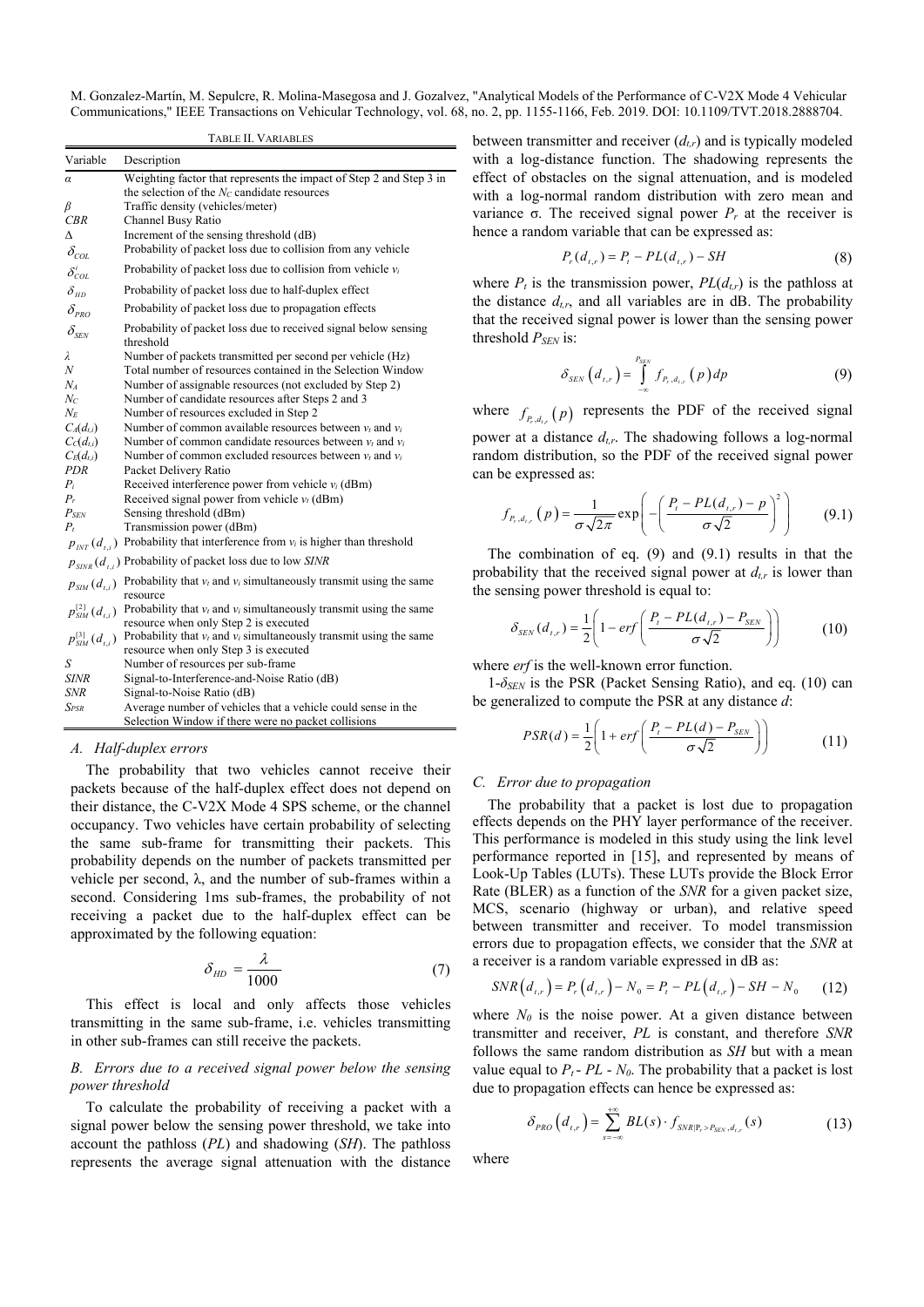TABLE II. VARIABLES

| Variable | Description |
|---|---|
| $\alpha$ | Weighting factor that represents the impact of Step 2 and Step 3 in the selection of the $N_C$ candidate resources |
| $\beta$ | Traffic density (vehicles/meter) |
| $CBR$ | Channel Busy Ratio |
| $\Delta$ | Increment of the sensing threshold (dB) |
| $\delta_{COL}$ | Probability of packet loss due to collision from any vehicle |
| $\delta_{COL}^{i}$ | Probability of packet loss due to collision from vehicle $v_i$ |
| $\delta_{HD}$ | Probability of packet loss due to half-duplex effect |
| $\delta_{PRO}$ | Probability of packet loss due to propagation effects |
| $\delta_{SEN}$ | Probability of packet loss due to received signal below sensing threshold |
| $\lambda$ | Number of packets transmitted per second per vehicle (Hz) |
| $N$ | Total number of resources contained in the Selection Window |
| $N_A$ | Number of assignable resources (not excluded by Step 2) |
| $N_C$ | Number of candidate resources after Steps 2 and 3 |
| $N_E$ | Number of resources excluded in Step 2 |
| $C_A(d_{t,i})$ | Number of common available resources between $v_t$ and $v_i$ |
| $C_C(d_{t,i})$ | Number of common candidate resources between $v_t$ and $v_i$ |
| $C_E(d_{t,i})$ | Number of common excluded resources between $v_t$ and $v_i$ |
| $PDR$ | Packet Delivery Ratio |
| $P_i$ | Received interference power from vehicle $v_i$ (dBm) |
| $P_r$ | Received signal power from vehicle $v_t$ (dBm) |
| $P_{SEN}$ | Sensing threshold (dBm) |
| $P_t$ | Transmission power (dBm) |
| $p_{INT}(d_{t,i})$ | Probability that interference from $v_i$ is higher than threshold |
| $p_{SINR}(d_{t,i})$ | Probability of packet loss due to low $SINR$ |
| $p_{SIM}(d_{t,i})$ | Probability that $v_t$ and $v_i$ simultaneously transmit using the same resource |
| $p_{SIM}^{[2]}(d_{t,i})$ | Probability that $v_t$ and $v_i$ simultaneously transmit using the same resource when only Step 2 is executed |
| $p_{SIM}^{[3]}(d_{t,i})$ | Probability that $v_t$ and $v_i$ simultaneously transmit using the same resource when only Step 3 is executed |
| $S$ | Number of resources per sub-frame |
| $SINR$ | Signal-to-Interference-and-Noise Ratio (dB) |
| $SNR$ | Signal-to-Noise Ratio (dB) |
| $S_{PSR}$ | Average number of vehicles that a vehicle could sense in the Selection Window if there were no packet collisions |

### *A. Half-duplex errors*

The probability that two vehicles cannot receive their packets because of the half-duplex effect does not depend on their distance, the C-V2X Mode 4 SPS scheme, or the channel occupancy. Two vehicles have certain probability of selecting the same sub-frame for transmitting their packets. This probability depends on the number of packets transmitted per vehicle per second, λ, and the number of sub-frames within a second. Considering 1ms sub-frames, the probability of not receiving a packet due to the half-duplex effect can be approximated by the following equation:

$$\delta_{HD} = \frac{\lambda}{1000} \tag{7}$$

This effect is local and only affects those vehicles transmitting in the same sub-frame, i.e. vehicles transmitting in other sub-frames can still receive the packets.

### *B. Errors due to a received signal power below the sensing power threshold*

To calculate the probability of receiving a packet with a signal power below the sensing power threshold, we take into account the pathloss ($PL$) and shadowing ($SH$). The pathloss represents the average signal attenuation with the distance between transmitter and receiver ($d_{t,r}$) and is typically modeled with a log-distance function. The shadowing represents the effect of obstacles on the signal attenuation, and is modeled with a log-normal random distribution with zero mean and variance σ. The received signal power $P_r$ at the receiver is hence a random variable that can be expressed as:

$$P_r(d_{t,r}) = P_t - PL(d_{t,r}) - SH \tag{8}$$

where $P_t$ is the transmission power, $PL(d_{t,r})$ is the pathloss at the distance $d_{t,r}$, and all variables are in dB. The probability that the received signal power is lower than the sensing power threshold $P_{SEN}$ is:

$$\delta_{SEN}\left(d_{t,r}\right) = \int_{-\infty}^{P_{SEN}} f_{P_r,d_{t,r}}\left(p\right)dp \tag{9}$$

where $f_{P_r,d_{t,r}}\left(p\right)$ represents the PDF of the received signal power at a distance $d_{t,r}$. The shadowing follows a log-normal random distribution, so the PDF of the received signal power can be expressed as:

$$f_{P_r,d_{t,r}}\left(p\right) = \frac{1}{\sigma\sqrt{2\pi}}\exp\left(-\left(\frac{P_t - PL(d_{t,r}) - p}{\sigma\sqrt{2}}\right)^2\right) \tag{9.1}$$

The combination of eq. (9) and (9.1) results in that the probability that the received signal power at $d_{t,r}$ is lower than the sensing power threshold is equal to:

$$\delta_{SEN}(d_{t,r}) = \frac{1}{2}\left(1 - erf\left(\frac{P_t - PL(d_{t,r}) - P_{SEN}}{\sigma\sqrt{2}}\right)\right) \tag{10}$$

where *erf* is the well-known error function.

1-$\delta_{SEN}$ is the PSR (Packet Sensing Ratio), and eq. (10) can be generalized to compute the PSR at any distance $d$:

$$PSR(d) = \frac{1}{2}\left(1 + erf\left(\frac{P_t - PL(d) - P_{SEN}}{\sigma\sqrt{2}}\right)\right) \tag{11}$$

### *C. Error due to propagation*

The probability that a packet is lost due to propagation effects depends on the PHY layer performance of the receiver. This performance is modeled in this study using the link level performance reported in [15], and represented by means of Look-Up Tables (LUTs). These LUTs provide the Block Error Rate (BLER) as a function of the $SNR$ for a given packet size, MCS, scenario (highway or urban), and relative speed between transmitter and receiver. To model transmission errors due to propagation effects, we consider that the $SNR$ at a receiver is a random variable expressed in dB as:

$$SNR\left(d_{t,r}\right) = P_r\left(d_{t,r}\right) - N_0 = P_t - PL\left(d_{t,r}\right) - SH - N_0 \tag{12}$$

where $N_0$ is the noise power. At a given distance between transmitter and receiver, $PL$ is constant, and therefore $SNR$ follows the same random distribution as $SH$ but with a mean value equal to $P_t$ - $PL$ - $N_0$. The probability that a packet is lost due to propagation effects can hence be expressed as:

$$\delta_{PRO}\left(d_{t,r}\right) = \sum_{s=-\infty}^{+\infty} BL(s) \cdot f_{SNR|P_r > P_{SEN},d_{t,r}}(s) \tag{13}$$

where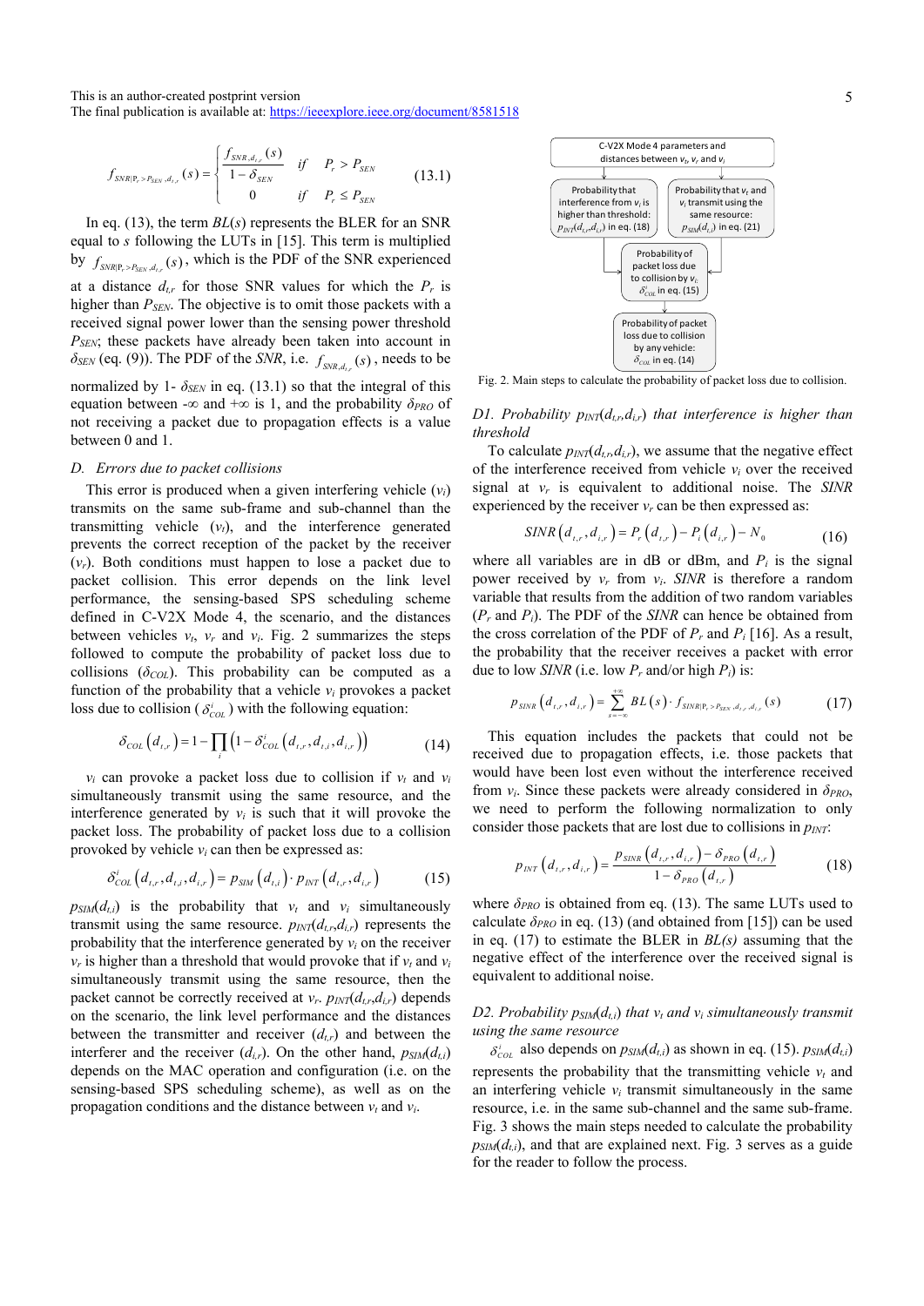This is an author-created postprint version
The final publication is available at: https://ieeexplore.ieee.org/document/8581518

$$f_{SNR|P_r>P_{SEN},d_{t,r}}(s)=\begin{cases}\dfrac{f_{SNR,d_{t,r}}(s)}{1-\delta_{SEN}} & if \quad P_r>P_{SEN}\\ 0 & if \quad P_r\leq P_{SEN}\end{cases} \qquad (13.1)$$

In eq. (13), the term $BL(s)$ represents the BLER for an SNR equal to $s$ following the LUTs in [15]. This term is multiplied by $f_{SNR|P_r>P_{SEN},d_{t,r}}(s)$, which is the PDF of the SNR experienced at a distance $d_{t,r}$ for those SNR values for which the $P_r$ is higher than $P_{SEN}$. The objective is to omit those packets with a received signal power lower than the sensing power threshold $P_{SEN}$; these packets have already been taken into account in $\delta_{SEN}$ (eq. (9)). The PDF of the *SNR*, i.e. $f_{SNR,d_{t,r}}(s)$, needs to be normalized by 1- $\delta_{SEN}$ in eq. (13.1) so that the integral of this equation between -∞ and +∞ is 1, and the probability $\delta_{PRO}$ of not receiving a packet due to propagation effects is a value between 0 and 1.

### D. Errors due to packet collisions

This error is produced when a given interfering vehicle ($v_i$) transmits on the same sub-frame and sub-channel than the transmitting vehicle ($v_t$), and the interference generated prevents the correct reception of the packet by the receiver ($v_r$). Both conditions must happen to lose a packet due to packet collision. This error depends on the link level performance, the sensing-based SPS scheduling scheme defined in C-V2X Mode 4, the scenario, and the distances between vehicles $v_t$, $v_r$ and $v_i$. Fig. 2 summarizes the steps followed to compute the probability of packet loss due to collisions ($\delta_{COL}$). This probability can be computed as a function of the probability that a vehicle $v_i$ provokes a packet loss due to collision ($\delta^i_{COL}$) with the following equation:

$$\delta_{COL}\left(d_{t,r}\right)=1-\prod_i\left(1-\delta^i_{COL}\left(d_{t,r},d_{t,i},d_{i,r}\right)\right) \qquad (14)$$

$v_i$ can provoke a packet loss due to collision if $v_t$ and $v_i$ simultaneously transmit using the same resource, and the interference generated by $v_i$ is such that it will provoke the packet loss. The probability of packet loss due to a collision provoked by vehicle $v_i$ can then be expressed as:

$$\delta^i_{COL}\left(d_{t,r},d_{t,i},d_{i,r}\right)=p_{SIM}\left(d_{t,i}\right)\cdot p_{INT}\left(d_{t,r},d_{i,r}\right) \qquad (15)$$

$p_{SIM}(d_{t,i})$ is the probability that $v_t$ and $v_i$ simultaneously transmit using the same resource. $p_{INT}(d_{t,r},d_{i,r})$ represents the probability that the interference generated by $v_i$ on the receiver $v_r$ is higher than a threshold that would provoke that if $v_t$ and $v_i$ simultaneously transmit using the same resource, then the packet cannot be correctly received at $v_r$. $p_{INT}(d_{t,r},d_{i,r})$ depends on the scenario, the link level performance and the distances between the transmitter and receiver ($d_{t,r}$) and between the interferer and the receiver ($d_{i,r}$). On the other hand, $p_{SIM}(d_{t,i})$ depends on the MAC operation and configuration (i.e. on the sensing-based SPS scheduling scheme), as well as on the propagation conditions and the distance between $v_t$ and $v_i$.

C-V2X Mode 4 parameters and distances between $v_t$, $v_r$ and $v_i$

Probability that interference from $v_i$ is higher than threshold: $p_{INT}(d_{t,r},d_{i,r})$ in eq. (18)

Probability that $v_t$ and $v_i$ transmit using the same resource: $p_{SIM}(d_{t,i})$ in eq. (21)

Probability of packet loss due to collision by $v_i$: $\delta^i_{COL}$ in eq. (15)

Probability of packet loss due to collision by any vehicle: $\delta_{COL}$ in eq. (14)

Fig. 2. Main steps to calculate the probability of packet loss due to collision.

#### D1. Probability $p_{INT}(d_{t,r},d_{i,r})$ that interference is higher than threshold

To calculate $p_{INT}(d_{t,r},d_{i,r})$, we assume that the negative effect of the interference received from vehicle $v_i$ over the received signal at $v_r$ is equivalent to additional noise. The *SINR* experienced by the receiver $v_r$ can be then expressed as:

$$SINR\left(d_{t,r},d_{i,r}\right)=P_r\left(d_{t,r}\right)-P_i\left(d_{i,r}\right)-N_0 \qquad (16)$$

where all variables are in dB or dBm, and $P_i$ is the signal power received by $v_r$ from $v_i$. *SINR* is therefore a random variable that results from the addition of two random variables ($P_r$ and $P_i$). The PDF of the *SINR* can hence be obtained from the cross correlation of the PDF of $P_r$ and $P_i$ [16]. As a result, the probability that the receiver receives a packet with error due to low *SINR* (i.e. low $P_r$ and/or high $P_i$) is:

$$p_{SINR}\left(d_{t,r},d_{i,r}\right)=\sum_{s=-\infty}^{+\infty}BL\left(s\right)\cdot f_{SINR|P_r>P_{SEN},d_{t,r},d_{i,r}}(s) \qquad (17)$$

This equation includes the packets that could not be received due to propagation effects, i.e. those packets that would have been lost even without the interference received from $v_i$. Since these packets were already considered in $\delta_{PRO}$, we need to perform the following normalization to only consider those packets that are lost due to collisions in $p_{INT}$:

$$p_{INT}\left(d_{t,r},d_{i,r}\right)=\frac{p_{SINR}\left(d_{t,r},d_{i,r}\right)-\delta_{PRO}\left(d_{t,r}\right)}{1-\delta_{PRO}\left(d_{t,r}\right)} \qquad (18)$$

where $\delta_{PRO}$ is obtained from eq. (13). The same LUTs used to calculate $\delta_{PRO}$ in eq. (13) (and obtained from [15]) can be used in eq. (17) to estimate the BLER in $BL(s)$ assuming that the negative effect of the interference over the received signal is equivalent to additional noise.

#### D2. Probability $p_{SIM}(d_{t,i})$ that $v_t$ and $v_i$ simultaneously transmit using the same resource

$\delta^i_{COL}$ also depends on $p_{SIM}(d_{t,i})$ as shown in eq. (15). $p_{SIM}(d_{t,i})$ represents the probability that the transmitting vehicle $v_t$ and an interfering vehicle $v_i$ transmit simultaneously in the same resource, i.e. in the same sub-channel and the same sub-frame. Fig. 3 shows the main steps needed to calculate the probability $p_{SIM}(d_{t,i})$, and that are explained next. Fig. 3 serves as a guide for the reader to follow the process.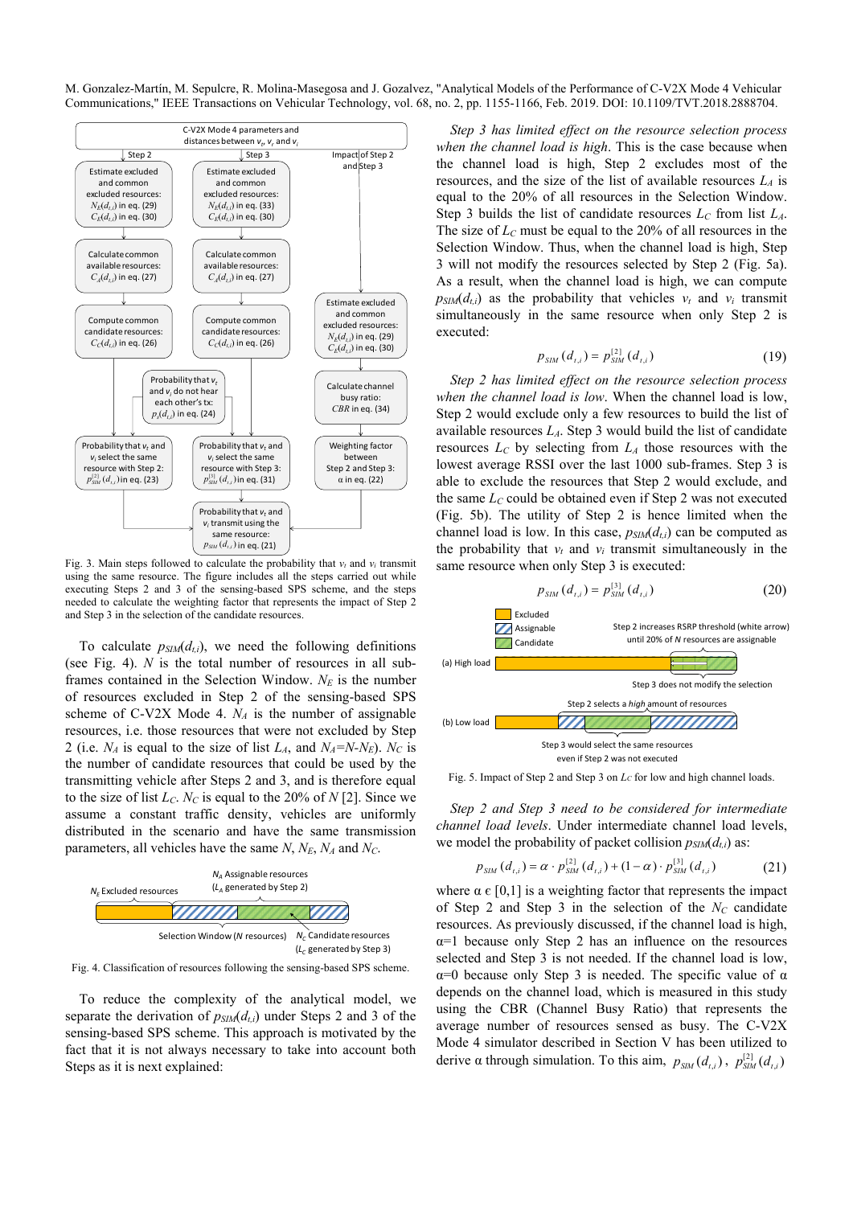M. Gonzalez-Martín, M. Sepulcre, R. Molina-Masegosa and J. Gozalvez, "Analytical Models of the Performance of C-V2X Mode 4 Vehicular Communications," IEEE Transactions on Vehicular Technology, vol. 68, no. 2, pp. 1155-1166, Feb. 2019. DOI: 10.1109/TVT.2018.2888704.

Fig. 3. Main steps followed to calculate the probability that $v_t$ and $v_i$ transmit using the same resource. The figure includes all the steps carried out while executing Steps 2 and 3 of the sensing-based SPS scheme, and the steps needed to calculate the weighting factor that represents the impact of Step 2 and Step 3 in the selection of the candidate resources.

To calculate $p_{SIM}(d_{t,i})$, we need the following definitions (see Fig. 4). $N$ is the total number of resources in all sub-frames contained in the Selection Window. $N_E$ is the number of resources excluded in Step 2 of the sensing-based SPS scheme of C-V2X Mode 4. $N_A$ is the number of assignable resources, i.e. those resources that were not excluded by Step 2 (i.e. $N_A$ is equal to the size of list $L_A$, and $N_A$=$N$-$N_E$). $N_C$ is the number of candidate resources that could be used by the transmitting vehicle after Steps 2 and 3, and is therefore equal to the size of list $L_C$. $N_C$ is equal to the 20% of $N$ [2]. Since we assume a constant traffic density, vehicles are uniformly distributed in the scenario and have the same transmission parameters, all vehicles have the same $N$, $N_E$, $N_A$ and $N_C$.

Fig. 4. Classification of resources following the sensing-based SPS scheme.

To reduce the complexity of the analytical model, we separate the derivation of $p_{SIM}(d_{t,i})$ under Steps 2 and 3 of the sensing-based SPS scheme. This approach is motivated by the fact that it is not always necessary to take into account both Steps as it is next explained:

*Step 3 has limited effect on the resource selection process when the channel load is high*. This is the case because when the channel load is high, Step 2 excludes most of the resources, and the size of the list of available resources $L_A$ is equal to the 20% of all resources in the Selection Window. Step 3 builds the list of candidate resources $L_C$ from list $L_A$. The size of $L_C$ must be equal to the 20% of all resources in the Selection Window. Thus, when the channel load is high, Step 3 will not modify the resources selected by Step 2 (Fig. 5a). As a result, when the channel load is high, we can compute $p_{SIM}(d_{t,i})$ as the probability that vehicles $v_t$ and $v_i$ transmit simultaneously in the same resource when only Step 2 is executed:

$$p_{SIM}(d_{t,i}) = p_{SIM}^{[2]}(d_{t,i}) \tag{19}$$

*Step 2 has limited effect on the resource selection process when the channel load is low*. When the channel load is low, Step 2 would exclude only a few resources to build the list of available resources $L_A$. Step 3 would build the list of candidate resources $L_C$ by selecting from $L_A$ those resources with the lowest average RSSI over the last 1000 sub-frames. Step 3 is able to exclude the resources that Step 2 would exclude, and the same $L_C$ could be obtained even if Step 2 was not executed (Fig. 5b). The utility of Step 2 is hence limited when the channel load is low. In this case, $p_{SIM}(d_{t,i})$ can be computed as the probability that $v_t$ and $v_i$ transmit simultaneously in the same resource when only Step 3 is executed:

$$p_{SIM}(d_{t,i}) = p_{SIM}^{[3]}(d_{t,i}) \tag{20}$$

Fig. 5. Impact of Step 2 and Step 3 on $L_C$ for low and high channel loads.

*Step 2 and Step 3 need to be considered for intermediate channel load levels*. Under intermediate channel load levels, we model the probability of packet collision $p_{SIM}(d_{t,i})$ as:

$$p_{SIM}(d_{t,i}) = \alpha \cdot p_{SIM}^{[2]}(d_{t,i}) + (1-\alpha) \cdot p_{SIM}^{[3]}(d_{t,i}) \tag{21}$$

where α ϵ [0,1] is a weighting factor that represents the impact of Step 2 and Step 3 in the selection of the $N_C$ candidate resources. As previously discussed, if the channel load is high, α=1 because only Step 2 has an influence on the resources selected and Step 3 is not needed. If the channel load is low, α=0 because only Step 3 is needed. The specific value of α depends on the channel load, which is measured in this study using the CBR (Channel Busy Ratio) that represents the average number of resources sensed as busy. The C-V2X Mode 4 simulator described in Section V has been utilized to derive α through simulation. To this aim, $p_{SIM}(d_{t,i})$, $p_{SIM}^{[2]}(d_{t,i})$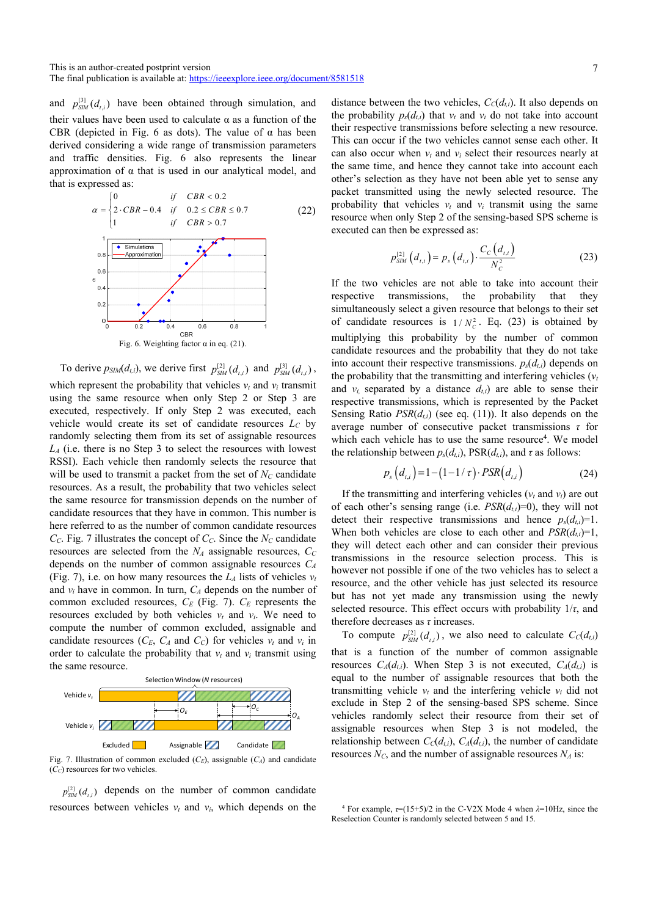and $p_{SIM}^{[3]}(d_{t,i})$ have been obtained through simulation, and their values have been used to calculate α as a function of the CBR (depicted in Fig. 6 as dots). The value of α has been derived considering a wide range of transmission parameters and traffic densities. Fig. 6 also represents the linear approximation of α that is used in our analytical model, and that is expressed as:

$$\alpha = \begin{cases} 0 & if \quad CBR < 0.2 \\ 2 \cdot CBR - 0.4 & if \quad 0.2 \le CBR \le 0.7 \\ 1 & if \quad CBR > 0.7 \end{cases} \tag{22}$$

Fig. 6. Weighting factor α in eq. (21).

To derive $p_{SIM}(d_{t,i})$, we derive first $p_{SIM}^{[2]}(d_{t,i})$ and $p_{SIM}^{[3]}(d_{t,i})$, which represent the probability that vehicles $v_t$ and $v_i$ transmit using the same resource when only Step 2 or Step 3 are executed, respectively. If only Step 2 was executed, each vehicle would create its set of candidate resources $L_C$ by randomly selecting them from its set of assignable resources $L_A$ (i.e. there is no Step 3 to select the resources with lowest RSSI). Each vehicle then randomly selects the resource that will be used to transmit a packet from the set of $N_C$ candidate resources. As a result, the probability that two vehicles select the same resource for transmission depends on the number of candidate resources that they have in common. This number is here referred to as the number of common candidate resources $C_C$. Fig. 7 illustrates the concept of $C_C$. Since the $N_C$ candidate resources are selected from the $N_A$ assignable resources, $C_C$ depends on the number of common assignable resources $C_A$ (Fig. 7), i.e. on how many resources the $L_A$ lists of vehicles $v_t$ and $v_i$ have in common. In turn, $C_A$ depends on the number of common excluded resources, $C_E$ (Fig. 7). $C_E$ represents the resources excluded by both vehicles $v_t$ and $v_i$. We need to compute the number of common excluded, assignable and candidate resources ($C_E$, $C_A$ and $C_C$) for vehicles $v_t$ and $v_i$ in order to calculate the probability that $v_t$ and $v_i$ transmit using the same resource.

Fig. 7. Illustration of common excluded ($C_E$), assignable ($C_A$) and candidate ($C_C$) resources for two vehicles.

$p_{SIM}^{[2]}(d_{t,i})$ depends on the number of common candidate resources between vehicles $v_t$ and $v_i$, which depends on the distance between the two vehicles, $C_C(d_{t,i})$. It also depends on the probability $p_s(d_{t,i})$ that $v_t$ and $v_i$ do not take into account their respective transmissions before selecting a new resource. This can occur if the two vehicles cannot sense each other. It can also occur when $v_t$ and $v_i$ select their resources nearly at the same time, and hence they cannot take into account each other's selection as they have not been able yet to sense any packet transmitted using the newly selected resource. The probability that vehicles $v_t$ and $v_i$ transmit using the same resource when only Step 2 of the sensing-based SPS scheme is executed can then be expressed as:

$$p_{SIM}^{[2]}(d_{t,i}) = p_s(d_{t,i}) \cdot \frac{C_C(d_{t,i})}{N_C^2} \tag{23}$$

If the two vehicles are not able to take into account their respective transmissions, the probability that they simultaneously select a given resource that belongs to their set of candidate resources is $1/N_C^2$. Eq. (23) is obtained by multiplying this probability by the number of common candidate resources and the probability that they do not take into account their respective transmissions. $p_s(d_{t,i})$ depends on the probability that the transmitting and interfering vehicles ($v_t$ and $v_i$, separated by a distance $d_{t,i}$) are able to sense their respective transmissions, which is represented by the Packet Sensing Ratio $PSR(d_{t,i})$ (see eq. (11)). It also depends on the average number of consecutive packet transmissions $\tau$ for which each vehicle has to use the same resource[4]. We model the relationship between $p_s(d_{t,i})$, PSR($d_{t,i}$), and $\tau$ as follows:

$$p_s(d_{t,i}) = 1 - (1 - 1/\tau) \cdot PSR(d_{t,i}) \tag{24}$$

If the transmitting and interfering vehicles ($v_t$ and $v_i$) are out of each other's sensing range (i.e. $PSR(d_{t,i})$=0), they will not detect their respective transmissions and hence $p_s(d_{t,i})$=1. When both vehicles are close to each other and $PSR(d_{t,i})$=1, they will detect each other and can consider their previous transmissions in the resource selection process. This is however not possible if one of the two vehicles has to select a resource, and the other vehicle has just selected its resource but has not yet made any transmission using the newly selected resource. This effect occurs with probability $1/\tau$, and therefore decreases as $\tau$ increases.

To compute $p_{SIM}^{[2]}(d_{t,i})$, we also need to calculate $C_C(d_{t,i})$ that is a function of the number of common assignable resources $C_A(d_{t,i})$. When Step 3 is not executed, $C_A(d_{t,i})$ is equal to the number of assignable resources that both the transmitting vehicle $v_t$ and the interfering vehicle $v_i$ did not exclude in Step 2 of the sensing-based SPS scheme. Since vehicles randomly select their resource from their set of assignable resources when Step 3 is not modeled, the relationship between $C_C(d_{t,i})$, $C_A(d_{t,i})$, the number of candidate resources $N_C$, and the number of assignable resources $N_A$ is:

[4] For example, $\tau$=(15+5)/2 in the C-V2X Mode 4 when $\lambda$=10Hz, since the Reselection Counter is randomly selected between 5 and 15.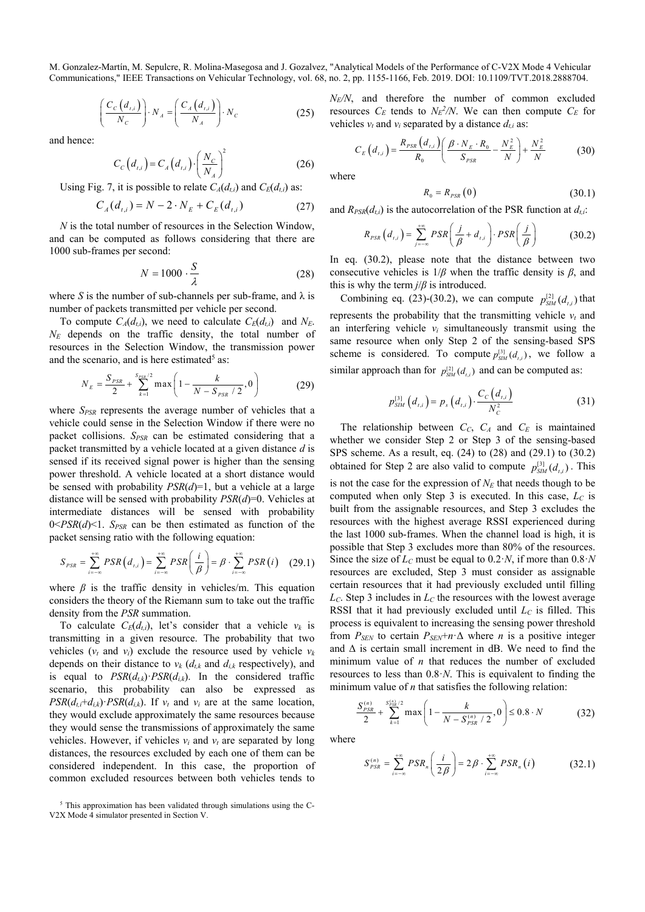$$\left(\frac{C_C(d_{t,i})}{N_C}\right)\cdot N_A=\left(\frac{C_A(d_{t,i})}{N_A}\right)\cdot N_C \tag{25}$$

and hence:

$$C_C(d_{t,i})=C_A(d_{t,i})\cdot\left(\frac{N_C}{N_A}\right)^2 \tag{26}$$

Using Fig. 7, it is possible to relate $C_A(d_{t,i})$ and $C_E(d_{t,i})$ as:

$$C_A(d_{t,i})=N-2\cdot N_E+C_E(d_{t,i}) \tag{27}$$

$N$ is the total number of resources in the Selection Window, and can be computed as follows considering that there are 1000 sub-frames per second:

$$N=1000\cdot\frac{S}{\lambda} \tag{28}$$

where $S$ is the number of sub-channels per sub-frame, and $\lambda$ is number of packets transmitted per vehicle per second.

To compute $C_A(d_{t,i})$, we need to calculate $C_E(d_{t,i})$ and $N_E$. $N_E$ depends on the traffic density, the total number of resources in the Selection Window, the transmission power and the scenario, and is here estimated[5] as:

$$N_E=\frac{S_{PSR}}{2}+\sum_{k=1}^{S_{PSR}/2}\max\left(1-\frac{k}{N-S_{PSR}/2},0\right) \tag{29}$$

where $S_{PSR}$ represents the average number of vehicles that a vehicle could sense in the Selection Window if there were no packet collisions. $S_{PSR}$ can be estimated considering that a packet transmitted by a vehicle located at a given distance $d$ is sensed if its received signal power is higher than the sensing power threshold. A vehicle located at a short distance would be sensed with probability $PSR(d)$=1, but a vehicle at a large distance will be sensed with probability $PSR(d)$=0. Vehicles at intermediate distances will be sensed with probability $0<PSR(d)<1$. $S_{PSR}$ can be then estimated as function of the packet sensing ratio with the following equation:

$$S_{PSR}=\sum_{i=-\infty}^{+\infty}PSR(d_{t,i})=\sum_{i=-\infty}^{+\infty}PSR\left(\frac{i}{\beta}\right)=\beta\cdot\sum_{i=-\infty}^{+\infty}PSR(i) \tag{29.1}$$

where $\beta$ is the traffic density in vehicles/m. This equation considers the theory of the Riemann sum to take out the traffic density from the $PSR$ summation.

To calculate $C_E(d_{t,i})$, let's consider that a vehicle $v_k$ is transmitting in a given resource. The probability that two vehicles ($v_t$ and $v_i$) exclude the resource used by vehicle $v_k$ depends on their distance to $v_k$ ($d_{t,k}$ and $d_{i,k}$ respectively), and is equal to $PSR(d_{t,k})\cdot PSR(d_{i,k})$. In the considered traffic scenario, this probability can also be expressed as $PSR(d_{t,i}+d_{i,k})\cdot PSR(d_{i,k})$. If $v_t$ and $v_i$ are at the same location, they would exclude approximately the same resources because they would sense the transmissions of approximately the same vehicles. However, if vehicles $v_i$ and $v_t$ are separated by long distances, the resources excluded by each one of them can be considered independent. In this case, the proportion of common excluded resources between both vehicles tends to $N_E/N$, and therefore the number of common excluded resources $C_E$ tends to $N_E^2/N$. We can then compute $C_E$ for vehicles $v_t$ and $v_i$ separated by a distance $d_{t,i}$ as:

$$C_E(d_{t,i})=\frac{R_{PSR}(d_{t,i})}{R_0}\left(\frac{\beta\cdot N_E\cdot R_0}{S_{PSR}}-\frac{N_E^2}{N}\right)+\frac{N_E^2}{N} \tag{30}$$

where

$$R_0=R_{PSR}(0) \tag{30.1}$$

and $R_{PSR}(d_{t,i})$ is the autocorrelation of the PSR function at $d_{t,i}$:

$$R_{PSR}(d_{t,i})=\sum_{j=-\infty}^{+\infty}PSR\left(\frac{j}{\beta}+d_{t,i}\right)\cdot PSR\left(\frac{j}{\beta}\right) \tag{30.2}$$

In eq. (30.2), please note that the distance between two consecutive vehicles is $1/\beta$ when the traffic density is $\beta$, and this is why the term $j/\beta$ is introduced.

Combining eq. (23)-(30.2), we can compute $p_{SIM}^{[2]}(d_{t,i})$ that represents the probability that the transmitting vehicle $v_t$ and an interfering vehicle $v_i$ simultaneously transmit using the same resource when only Step 2 of the sensing-based SPS scheme is considered. To compute $p_{SIM}^{[3]}(d_{t,i})$, we follow a similar approach than for $p_{SIM}^{[2]}(d_{t,i})$ and can be computed as:

$$p_{SIM}^{[3]}(d_{t,i})=p_s(d_{t,i})\cdot\frac{C_C(d_{t,i})}{N_C^2} \tag{31}$$

The relationship between $C_C$, $C_A$ and $C_E$ is maintained whether we consider Step 2 or Step 3 of the sensing-based SPS scheme. As a result, eq. (24) to (28) and (29.1) to (30.2) obtained for Step 2 are also valid to compute $p_{SIM}^{[3]}(d_{t,i})$. This is not the case for the expression of $N_E$ that needs though to be computed when only Step 3 is executed. In this case, $L_C$ is built from the assignable resources, and Step 3 excludes the resources with the highest average RSSI experienced during the last 1000 sub-frames. When the channel load is high, it is possible that Step 3 excludes more than 80% of the resources. Since the size of $L_C$ must be equal to $0.2\cdot N$, if more than $0.8\cdot N$ resources are excluded, Step 3 must consider as assignable certain resources that it had previously excluded until filling $L_C$. Step 3 includes in $L_C$ the resources with the lowest average RSSI that it had previously excluded until $L_C$ is filled. This process is equivalent to increasing the sensing power threshold from $P_{SEN}$ to certain $P_{SEN}+n\cdot\Delta$ where $n$ is a positive integer and $\Delta$ is certain small increment in dB. We need to find the minimum value of $n$ that reduces the number of excluded resources to less than $0.8\cdot N$. This is equivalent to finding the minimum value of $n$ that satisfies the following relation:

$$\frac{S_{PSR}^{(n)}}{2}+\sum_{k=1}^{S_{PSR}^{(n)}/2}\max\left(1-\frac{k}{N-S_{PSR}^{(n)}/2},0\right)\le 0.8\cdot N \tag{32}$$

where

$$S_{PSR}^{(n)}=\sum_{i=-\infty}^{+\infty}PSR_n\left(\frac{i}{2\beta}\right)=2\beta\cdot\sum_{i=-\infty}^{+\infty}PSR_n(i) \tag{32.1}$$

[5] This approximation has been validated through simulations using the C-V2X Mode 4 simulator presented in Section V.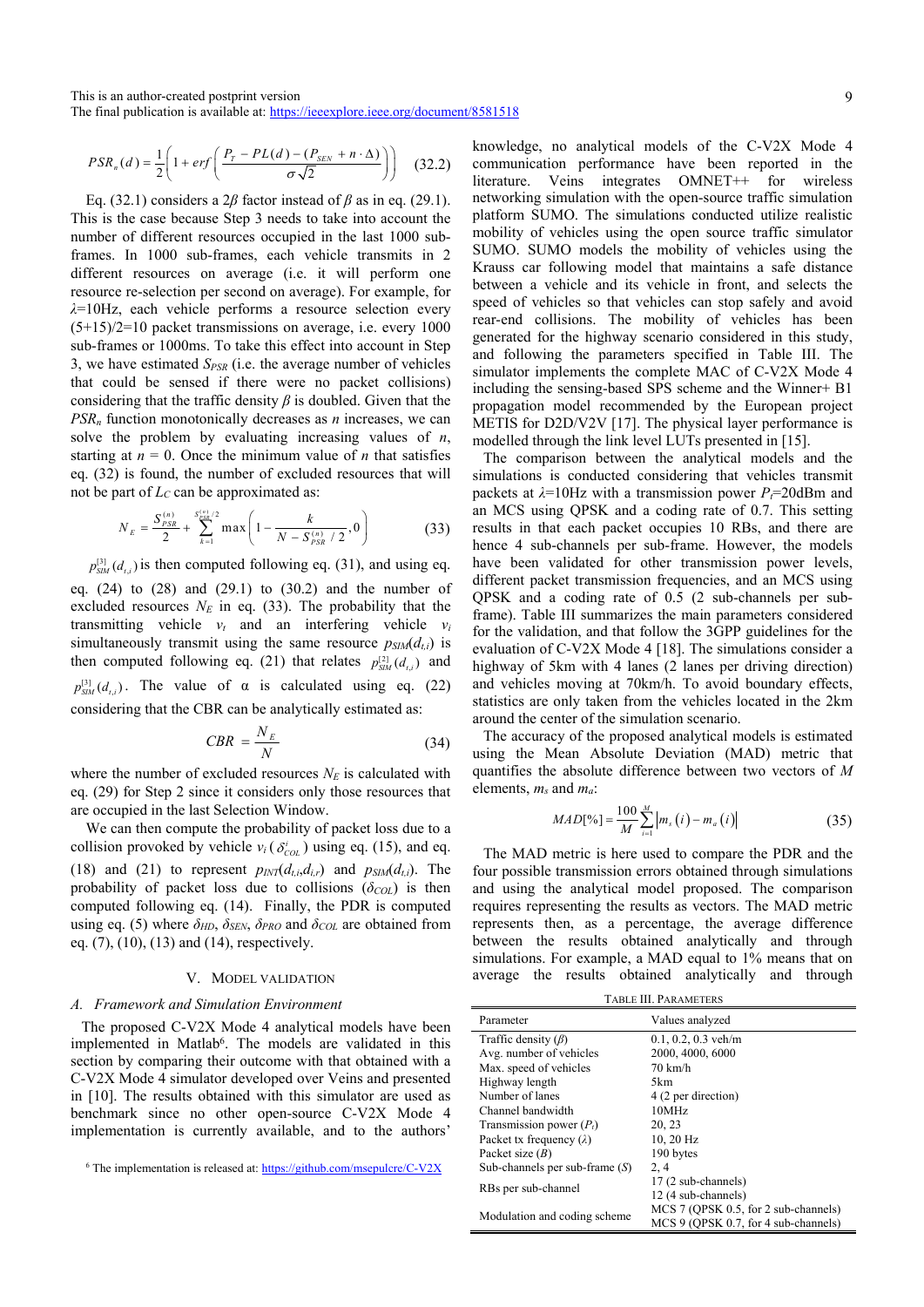This is an author-created postprint version
The final publication is available at: https://ieeexplore.ieee.org/document/8581518

$$PSR_n(d) = \frac{1}{2}\left(1 + erf\left(\frac{P_T - PL(d) - (P_{SEN} + n\cdot\Delta)}{\sigma\sqrt{2}}\right)\right) \quad (32.2)$$

Eq. (32.1) considers a $2\beta$ factor instead of $\beta$ as in eq. (29.1). This is the case because Step 3 needs to take into account the number of different resources occupied in the last 1000 sub-frames. In 1000 sub-frames, each vehicle transmits in 2 different resources on average (i.e. it will perform one resource re-selection per second on average). For example, for $\lambda$=10Hz, each vehicle performs a resource selection every (5+15)/2=10 packet transmissions on average, i.e. every 1000 sub-frames or 1000ms. To take this effect into account in Step 3, we have estimated $S_{PSR}$ (i.e. the average number of vehicles that could be sensed if there were no packet collisions) considering that the traffic density $\beta$ is doubled. Given that the $PSR_n$ function monotonically decreases as $n$ increases, we can solve the problem by evaluating increasing values of $n$, starting at $n$ = 0. Once the minimum value of $n$ that satisfies eq. (32) is found, the number of excluded resources that will not be part of $L_C$ can be approximated as:

$$N_E = \frac{S_{PSR}^{(n)}}{2} + \sum_{k=1}^{S_{PSR}^{(n)}/2} \max\left(1 - \frac{k}{N - S_{PSR}^{(n)}/2}, 0\right) \quad (33)$$

$p_{SIM}^{[3]}(d_{t,i})$ is then computed following eq. (31), and using eq. eq. (24) to (28) and (29.1) to (30.2) and the number of excluded resources $N_E$ in eq. (33). The probability that the transmitting vehicle $v_t$ and an interfering vehicle $v_i$ simultaneously transmit using the same resource $p_{SIM}(d_{t,i})$ is then computed following eq. (21) that relates $p_{SIM}^{[2]}(d_{t,i})$ and $p_{SIM}^{[3]}(d_{t,i})$. The value of α is calculated using eq. (22) considering that the CBR can be analytically estimated as:

$$CBR = \frac{N_E}{N} \quad (34)$$

where the number of excluded resources $N_E$ is calculated with eq. (29) for Step 2 since it considers only those resources that are occupied in the last Selection Window.

We can then compute the probability of packet loss due to a collision provoked by vehicle $v_i$ ($\delta_{COL}^{i}$) using eq. (15), and eq. (18) and (21) to represent $p_{INT}(d_{t,i},d_{i,r})$ and $p_{SIM}(d_{t,i})$. The probability of packet loss due to collisions ($\delta_{COL}$) is then computed following eq. (14). Finally, the PDR is computed using eq. (5) where $\delta_{HD}$, $\delta_{SEN}$, $\delta_{PRO}$ and $\delta_{COL}$ are obtained from eq. (7), (10), (13) and (14), respectively.

## V. Model Validation

### A. Framework and Simulation Environment

The proposed C-V2X Mode 4 analytical models have been implemented in Matlab[6]. The models are validated in this section by comparing their outcome with that obtained with a C-V2X Mode 4 simulator developed over Veins and presented in [10]. The results obtained with this simulator are used as benchmark since no other open-source C-V2X Mode 4 implementation is currently available, and to the authors' knowledge, no analytical models of the C-V2X Mode 4 communication performance have been reported in the literature. Veins integrates OMNET++ for wireless networking simulation with the open-source traffic simulation platform SUMO. The simulations conducted utilize realistic mobility of vehicles using the open source traffic simulator SUMO. SUMO models the mobility of vehicles using the Krauss car following model that maintains a safe distance between a vehicle and its vehicle in front, and selects the speed of vehicles so that vehicles can stop safely and avoid rear-end collisions. The mobility of vehicles has been generated for the highway scenario considered in this study, and following the parameters specified in Table III. The simulator implements the complete MAC of C-V2X Mode 4 including the sensing-based SPS scheme and the Winner+ B1 propagation model recommended by the European project METIS for D2D/V2V [17]. The physical layer performance is modelled through the link level LUTs presented in [15].

The comparison between the analytical models and the simulations is conducted considering that vehicles transmit packets at $\lambda$=10Hz with a transmission power $P_t$=20dBm and an MCS using QPSK and a coding rate of 0.7. This setting results in that each packet occupies 10 RBs, and there are hence 4 sub-channels per sub-frame. However, the models have been validated for other transmission power levels, different packet transmission frequencies, and an MCS using QPSK and a coding rate of 0.5 (2 sub-channels per sub-frame). Table III summarizes the main parameters considered for the validation, and that follow the 3GPP guidelines for the evaluation of C-V2X Mode 4 [18]. The simulations consider a highway of 5km with 4 lanes (2 lanes per driving direction) and vehicles moving at 70km/h. To avoid boundary effects, statistics are only taken from the vehicles located in the 2km around the center of the simulation scenario.

The accuracy of the proposed analytical models is estimated using the Mean Absolute Deviation (MAD) metric that quantifies the absolute difference between two vectors of $M$ elements, $m_s$ and $m_a$:

$$MAD[\%] = \frac{100}{M}\sum_{i=1}^{M}\left|m_s(i) - m_a(i)\right| \quad (35)$$

The MAD metric is here used to compare the PDR and the four possible transmission errors obtained through simulations and using the analytical model proposed. The comparison requires representing the results as vectors. The MAD metric represents then, as a percentage, the average difference between the results obtained analytically and through simulations. For example, a MAD equal to 1% means that on average the results obtained analytically and through

TABLE III. PARAMETERS

| Parameter | Values analyzed |
|---|---|
| Traffic density ($\beta$) | 0.1, 0.2, 0.3 veh/m |
| Avg. number of vehicles | 2000, 4000, 6000 |
| Max. speed of vehicles | 70 km/h |
| Highway length | 5km |
| Number of lanes | 4 (2 per direction) |
| Channel bandwidth | 10MHz |
| Transmission power ($P_t$) | 20, 23 |
| Packet tx frequency ($\lambda$) | 10, 20 Hz |
| Packet size ($B$) | 190 bytes |
| Sub-channels per sub-frame ($S$) | 2, 4 |
| RBs per sub-channel | 17 (2 sub-channels)<br>12 (4 sub-channels) |
| Modulation and coding scheme | MCS 7 (QPSK 0.5, for 2 sub-channels)<br>MCS 9 (QPSK 0.7, for 4 sub-channels) |

[6] The implementation is released at: https://github.com/msepulcre/C-V2X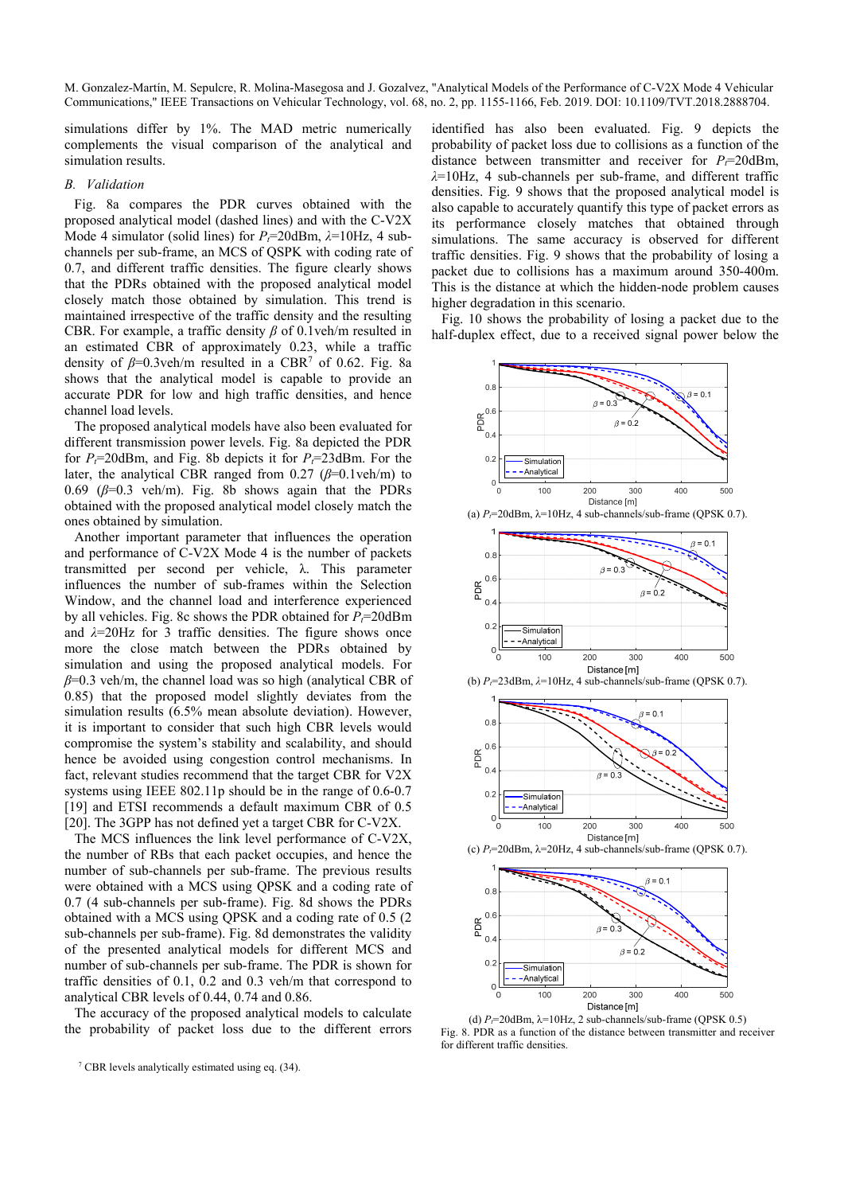simulations differ by 1%. The MAD metric numerically complements the visual comparison of the analytical and simulation results.

### *B. Validation*

Fig. 8a compares the PDR curves obtained with the proposed analytical model (dashed lines) and with the C-V2X Mode 4 simulator (solid lines) for $P_t$=20dBm, $\lambda$=10Hz, 4 sub-channels per sub-frame, an MCS of QSPK with coding rate of 0.7, and different traffic densities. The figure clearly shows that the PDRs obtained with the proposed analytical model closely match those obtained by simulation. This trend is maintained irrespective of the traffic density and the resulting CBR. For example, a traffic density $\beta$ of 0.1veh/m resulted in an estimated CBR of approximately 0.23, while a traffic density of $\beta$=0.3veh/m resulted in a CBR[7] of 0.62. Fig. 8a shows that the analytical model is capable to provide an accurate PDR for low and high traffic densities, and hence channel load levels.

The proposed analytical models have also been evaluated for different transmission power levels. Fig. 8a depicted the PDR for $P_t$=20dBm, and Fig. 8b depicts it for $P_t$=23dBm. For the later, the analytical CBR ranged from 0.27 ($\beta$=0.1veh/m) to 0.69 ($\beta$=0.3 veh/m). Fig. 8b shows again that the PDRs obtained with the proposed analytical model closely match the ones obtained by simulation.

Another important parameter that influences the operation and performance of C-V2X Mode 4 is the number of packets transmitted per second per vehicle, λ. This parameter influences the number of sub-frames within the Selection Window, and the channel load and interference experienced by all vehicles. Fig. 8c shows the PDR obtained for $P_t$=20dBm and $\lambda$=20Hz for 3 traffic densities. The figure shows once more the close match between the PDRs obtained by simulation and using the proposed analytical models. For $\beta$=0.3 veh/m, the channel load was so high (analytical CBR of 0.85) that the proposed model slightly deviates from the simulation results (6.5% mean absolute deviation). However, it is important to consider that such high CBR levels would compromise the system's stability and scalability, and should hence be avoided using congestion control mechanisms. In fact, relevant studies recommend that the target CBR for V2X systems using IEEE 802.11p should be in the range of 0.6-0.7 [19] and ETSI recommends a default maximum CBR of 0.5 [20]. The 3GPP has not defined yet a target CBR for C-V2X.

The MCS influences the link level performance of C-V2X, the number of RBs that each packet occupies, and hence the number of sub-channels per sub-frame. The previous results were obtained with a MCS using QPSK and a coding rate of 0.7 (4 sub-channels per sub-frame). Fig. 8d shows the PDRs obtained with a MCS using QPSK and a coding rate of 0.5 (2 sub-channels per sub-frame). Fig. 8d demonstrates the validity of the presented analytical models for different MCS and number of sub-channels per sub-frame. The PDR is shown for traffic densities of 0.1, 0.2 and 0.3 veh/m that correspond to analytical CBR levels of 0.44, 0.74 and 0.86.

The accuracy of the proposed analytical models to calculate the probability of packet loss due to the different errors identified has also been evaluated. Fig. 9 depicts the probability of packet loss due to collisions as a function of the distance between transmitter and receiver for $P_t$=20dBm, $\lambda$=10Hz, 4 sub-channels per sub-frame, and different traffic densities. Fig. 9 shows that the proposed analytical model is also capable to accurately quantify this type of packet errors as its performance closely matches that obtained through simulations. The same accuracy is observed for different traffic densities. Fig. 9 shows that the probability of losing a packet due to collisions has a maximum around 350-400m. This is the distance at which the hidden-node problem causes higher degradation in this scenario.

Fig. 10 shows the probability of losing a packet due to the half-duplex effect, due to a received signal power below the

(a) $P_t$=20dBm, λ=10Hz, 4 sub-channels/sub-frame (QPSK 0.7).

(b) $P_t$=23dBm, λ=10Hz, 4 sub-channels/sub-frame (QPSK 0.7).

(c) $P_t$=20dBm, λ=20Hz, 4 sub-channels/sub-frame (QPSK 0.7).

(d) $P_t$=20dBm, λ=10Hz, 2 sub-channels/sub-frame (QPSK 0.5)

Fig. 8. PDR as a function of the distance between transmitter and receiver for different traffic densities.

[7] CBR levels analytically estimated using eq. (34).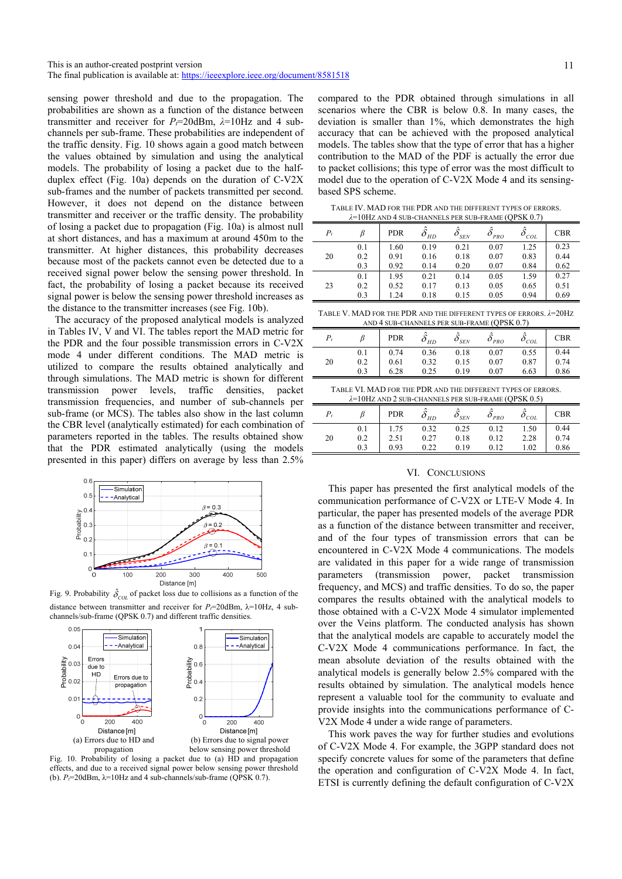This is an author-created postprint version
The final publication is available at: https://ieeexplore.ieee.org/document/8581518

sensing power threshold and due to the propagation. The probabilities are shown as a function of the distance between transmitter and receiver for $P_t$=20dBm, $\lambda$=10Hz and 4 sub-channels per sub-frame. These probabilities are independent of the traffic density. Fig. 10 shows again a good match between the values obtained by simulation and using the analytical models. The probability of losing a packet due to the half-duplex effect (Fig. 10a) depends on the duration of C-V2X sub-frames and the number of packets transmitted per second. However, it does not depend on the distance between transmitter and receiver or the traffic density. The probability of losing a packet due to propagation (Fig. 10a) is almost null at short distances, and has a maximum at around 450m to the transmitter. At higher distances, this probability decreases because most of the packets cannot even be detected due to a received signal power below the sensing power threshold. In fact, the probability of losing a packet because its received signal power is below the sensing power threshold increases as the distance to the transmitter increases (see Fig. 10b).

The accuracy of the proposed analytical models is analyzed in Tables IV, V and VI. The tables report the MAD metric for the PDR and the four possible transmission errors in C-V2X mode 4 under different conditions. The MAD metric is utilized to compare the results obtained analytically and through simulations. The MAD metric is shown for different transmission power levels, traffic densities, packet transmission frequencies, and number of sub-channels per sub-frame (or MCS). The tables also show in the last column the CBR level (analytically estimated) for each combination of parameters reported in the tables. The results obtained show that the PDR estimated analytically (using the models presented in this paper) differs on average by less than 2.5% compared to the PDR obtained through simulations in all scenarios where the CBR is below 0.8. In many cases, the deviation is smaller than 1%, which demonstrates the high accuracy that can be achieved with the proposed analytical models. The tables show that the type of error that has a higher contribution to the MAD of the PDF is actually the error due to packet collisions; this type of error was the most difficult to model due to the operation of C-V2X Mode 4 and its sensing-based SPS scheme.

Fig. 9. Probability $\hat{\delta}_{COL}$ of packet loss due to collisions as a function of the distance between transmitter and receiver for $P_t$=20dBm, $\lambda$=10Hz, 4 sub-channels/sub-frame (QPSK 0.7) and different traffic densities.

(a) Errors due to HD and propagation

(b) Errors due to signal power below sensing power threshold

Fig. 10. Probability of losing a packet due to (a) HD and propagation effects, and due to a received signal power below sensing power threshold (b). $P_t$=20dBm, $\lambda$=10Hz and 4 sub-channels/sub-frame (QPSK 0.7).

TABLE IV. MAD FOR THE PDR AND THE DIFFERENT TYPES OF ERRORS. $\lambda$=10HZ AND 4 SUB-CHANNELS PER SUB-FRAME (QPSK 0.7)

| $P_t$ | $\beta$ | PDR | $\hat{\delta}_{HD}$ | $\hat{\delta}_{SEN}$ | $\hat{\delta}_{PRO}$ | $\hat{\delta}_{COL}$ | CBR |
|---|---|---|---|---|---|---|---|
| 20 | 0.1 | 1.60 | 0.19 | 0.21 | 0.07 | 1.25 | 0.23 |
| | 0.2 | 0.91 | 0.16 | 0.18 | 0.07 | 0.83 | 0.44 |
| | 0.3 | 0.92 | 0.14 | 0.20 | 0.07 | 0.84 | 0.62 |
| 23 | 0.1 | 1.95 | 0.21 | 0.14 | 0.05 | 1.59 | 0.27 |
| | 0.2 | 0.52 | 0.17 | 0.13 | 0.05 | 0.65 | 0.51 |
| | 0.3 | 1.24 | 0.18 | 0.15 | 0.05 | 0.94 | 0.69 |

TABLE V. MAD FOR THE PDR AND THE DIFFERENT TYPES OF ERRORS. $\lambda$=20HZ AND 4 SUB-CHANNELS PER SUB-FRAME (QPSK 0.7)

| $P_t$ | $\beta$ | PDR | $\hat{\delta}_{HD}$ | $\hat{\delta}_{SEN}$ | $\hat{\delta}_{PRO}$ | $\hat{\delta}_{COL}$ | CBR |
|---|---|---|---|---|---|---|---|
| 20 | 0.1 | 0.74 | 0.36 | 0.18 | 0.07 | 0.55 | 0.44 |
| | 0.2 | 0.61 | 0.32 | 0.15 | 0.07 | 0.87 | 0.74 |
| | 0.3 | 6.28 | 0.25 | 0.19 | 0.07 | 6.63 | 0.86 |

TABLE VI. MAD FOR THE PDR AND THE DIFFERENT TYPES OF ERRORS. $\lambda$=10HZ AND 2 SUB-CHANNELS PER SUB-FRAME (QPSK 0.5)

| $P_t$ | $\beta$ | PDR | $\hat{\delta}_{HD}$ | $\hat{\delta}_{SEN}$ | $\hat{\delta}_{PRO}$ | $\hat{\delta}_{COL}$ | CBR |
|---|---|---|---|---|---|---|---|
| 20 | 0.1 | 1.75 | 0.32 | 0.25 | 0.12 | 1.50 | 0.44 |
| | 0.2 | 2.51 | 0.27 | 0.18 | 0.12 | 2.28 | 0.74 |
| | 0.3 | 0.93 | 0.22 | 0.19 | 0.12 | 1.02 | 0.86 |

## VI. CONCLUSIONS

This paper has presented the first analytical models of the communication performance of C-V2X or LTE-V Mode 4. In particular, the paper has presented models of the average PDR as a function of the distance between transmitter and receiver, and of the four types of transmission errors that can be encountered in C-V2X Mode 4 communications. The models are validated in this paper for a wide range of transmission parameters (transmission power, packet transmission frequency, and MCS) and traffic densities. To do so, the paper compares the results obtained with the analytical models to those obtained with a C-V2X Mode 4 simulator implemented over the Veins platform. The conducted analysis has shown that the analytical models are capable to accurately model the C-V2X Mode 4 communications performance. In fact, the mean absolute deviation of the results obtained with the analytical models is generally below 2.5% compared with the results obtained by simulation. The analytical models hence represent a valuable tool for the community to evaluate and provide insights into the communications performance of C-V2X Mode 4 under a wide range of parameters.

This work paves the way for further studies and evolutions of C-V2X Mode 4. For example, the 3GPP standard does not specify concrete values for some of the parameters that define the operation and configuration of C-V2X Mode 4. In fact, ETSI is currently defining the default configuration of C-V2X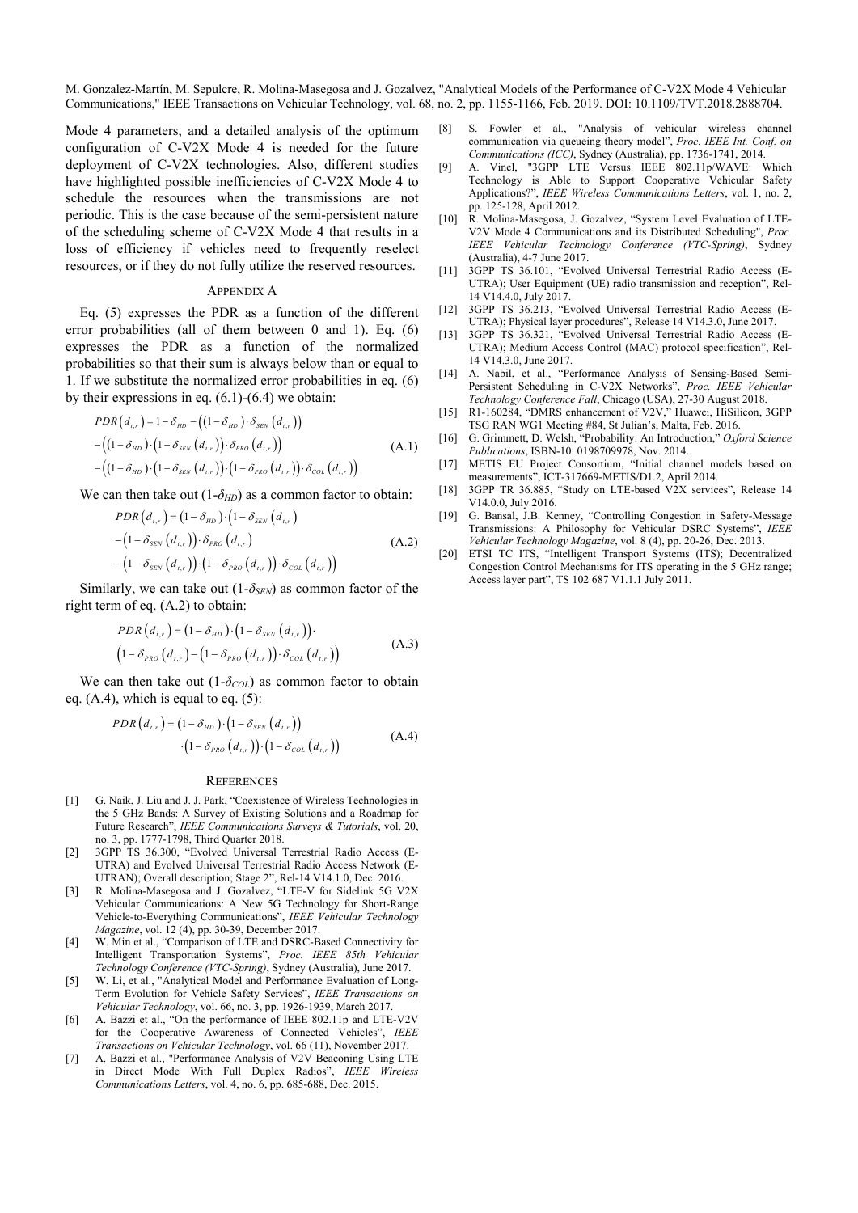Mode 4 parameters, and a detailed analysis of the optimum configuration of C-V2X Mode 4 is needed for the future deployment of C-V2X technologies. Also, different studies have highlighted possible inefficiencies of C-V2X Mode 4 to schedule the resources when the transmissions are not periodic. This is the case because of the semi-persistent nature of the scheduling scheme of C-V2X Mode 4 that results in a loss of efficiency if vehicles need to frequently reselect resources, or if they do not fully utilize the reserved resources.

## Appendix A

Eq. (5) expresses the PDR as a function of the different error probabilities (all of them between 0 and 1). Eq. (6) expresses the PDR as a function of the normalized probabilities so that their sum is always below than or equal to 1. If we substitute the normalized error probabilities in eq. (6) by their expressions in eq. (6.1)-(6.4) we obtain:

$$
\begin{aligned}
PDR\left(d_{t,r}\right) &= 1-\delta_{HD}-\left(\left(1-\delta_{HD}\right)\cdot\delta_{SEN}\left(d_{t,r}\right)\right) \\
&-\left(\left(1-\delta_{HD}\right)\cdot\left(1-\delta_{SEN}\left(d_{t,r}\right)\right)\cdot\delta_{PRO}\left(d_{t,r}\right)\right) \\
&-\left(\left(1-\delta_{HD}\right)\cdot\left(1-\delta_{SEN}\left(d_{t,r}\right)\right)\cdot\left(1-\delta_{PRO}\left(d_{t,r}\right)\right)\cdot\delta_{COL}\left(d_{t,r}\right)\right)
\end{aligned} \quad \text{(A.1)}
$$

We can then take out $(1-\delta_{HD})$ as a common factor to obtain:

$$
\begin{aligned}
PDR\left(d_{t,r}\right) &= \left(1-\delta_{HD}\right)\cdot\left(1-\delta_{SEN}\left(d_{t,r}\right)\right. \\
&-\left(1-\delta_{SEN}\left(d_{t,r}\right)\right)\cdot\delta_{PRO}\left(d_{t,r}\right) \\
&\left.-\left(1-\delta_{SEN}\left(d_{t,r}\right)\right)\cdot\left(1-\delta_{PRO}\left(d_{t,r}\right)\right)\cdot\delta_{COL}\left(d_{t,r}\right)\right)
\end{aligned} \quad \text{(A.2)}
$$

Similarly, we can take out $(1-\delta_{SEN})$ as common factor of the right term of eq. (A.2) to obtain:

$$
\begin{aligned}
PDR\left(d_{t,r}\right) &= \left(1-\delta_{HD}\right)\cdot\left(1-\delta_{SEN}\left(d_{t,r}\right)\right)\cdot \\
&\left(1-\delta_{PRO}\left(d_{t,r}\right)-\left(1-\delta_{PRO}\left(d_{t,r}\right)\right)\cdot\delta_{COL}\left(d_{t,r}\right)\right)
\end{aligned} \quad \text{(A.3)}
$$

We can then take out $(1-\delta_{COL})$ as common factor to obtain eq. (A.4), which is equal to eq. (5):

$$
\begin{aligned}
PDR\left(d_{t,r}\right) &= \left(1-\delta_{HD}\right)\cdot\left(1-\delta_{SEN}\left(d_{t,r}\right)\right) \\
&\cdot\left(1-\delta_{PRO}\left(d_{t,r}\right)\right)\cdot\left(1-\delta_{COL}\left(d_{t,r}\right)\right)
\end{aligned} \quad \text{(A.4)}
$$

## References

[1] G. Naik, J. Liu and J. J. Park, "Coexistence of Wireless Technologies in the 5 GHz Bands: A Survey of Existing Solutions and a Roadmap for Future Research", *IEEE Communications Surveys & Tutorials*, vol. 20, no. 3, pp. 1777-1798, Third Quarter 2018.

[2] 3GPP TS 36.300, "Evolved Universal Terrestrial Radio Access (E-UTRA) and Evolved Universal Terrestrial Radio Access Network (E-UTRAN); Overall description; Stage 2", Rel-14 V14.1.0, Dec. 2016.

[3] R. Molina-Masegosa and J. Gozalvez, "LTE-V for Sidelink 5G V2X Vehicular Communications: A New 5G Technology for Short-Range Vehicle-to-Everything Communications", *IEEE Vehicular Technology Magazine*, vol. 12 (4), pp. 30-39, December 2017.

[4] W. Min et al., "Comparison of LTE and DSRC-Based Connectivity for Intelligent Transportation Systems", *Proc. IEEE 85th Vehicular Technology Conference (VTC-Spring)*, Sydney (Australia), June 2017.

[5] W. Li, et al., "Analytical Model and Performance Evaluation of Long-Term Evolution for Vehicle Safety Services", *IEEE Transactions on Vehicular Technology*, vol. 66, no. 3, pp. 1926-1939, March 2017.

[6] A. Bazzi et al., "On the performance of IEEE 802.11p and LTE-V2V for the Cooperative Awareness of Connected Vehicles", *IEEE Transactions on Vehicular Technology*, vol. 66 (11), November 2017.

[7] A. Bazzi et al., "Performance Analysis of V2V Beaconing Using LTE in Direct Mode With Full Duplex Radios", *IEEE Wireless Communications Letters*, vol. 4, no. 6, pp. 685-688, Dec. 2015.

[8] S. Fowler et al., "Analysis of vehicular wireless channel communication via queueing theory model", *Proc. IEEE Int. Conf. on Communications (ICC)*, Sydney (Australia), pp. 1736-1741, 2014.

[9] A. Vinel, "3GPP LTE Versus IEEE 802.11p/WAVE: Which Technology is Able to Support Cooperative Vehicular Safety Applications?", *IEEE Wireless Communications Letters*, vol. 1, no. 2, pp. 125-128, April 2012.

[10] R. Molina-Masegosa, J. Gozalvez, "System Level Evaluation of LTE-V2V Mode 4 Communications and its Distributed Scheduling", *Proc. IEEE Vehicular Technology Conference (VTC-Spring)*, Sydney (Australia), 4-7 June 2017.

[11] 3GPP TS 36.101, "Evolved Universal Terrestrial Radio Access (E-UTRA); User Equipment (UE) radio transmission and reception", Rel-14 V14.4.0, July 2017.

[12] 3GPP TS 36.213, "Evolved Universal Terrestrial Radio Access (E-UTRA); Physical layer procedures", Release 14 V14.3.0, June 2017.

[13] 3GPP TS 36.321, "Evolved Universal Terrestrial Radio Access (E-UTRA); Medium Access Control (MAC) protocol specification", Rel-14 V14.3.0, June 2017.

[14] A. Nabil, et al., "Performance Analysis of Sensing-Based Semi-Persistent Scheduling in C-V2X Networks", *Proc. IEEE Vehicular Technology Conference Fall*, Chicago (USA), 27-30 August 2018.

[15] R1-160284, "DMRS enhancement of V2V," Huawei, HiSilicon, 3GPP TSG RAN WG1 Meeting #84, St Julian's, Malta, Feb. 2016.

[16] G. Grimmett, D. Welsh, "Probability: An Introduction," *Oxford Science Publications*, ISBN-10: 0198709978, Nov. 2014.

[17] METIS EU Project Consortium, "Initial channel models based on measurements", ICT-317669-METIS/D1.2, April 2014.

[18] 3GPP TR 36.885, "Study on LTE-based V2X services", Release 14 V14.0.0, July 2016.

[19] G. Bansal, J.B. Kenney, "Controlling Congestion in Safety-Message Transmissions: A Philosophy for Vehicular DSRC Systems", *IEEE Vehicular Technology Magazine*, vol. 8 (4), pp. 20-26, Dec. 2013.

[20] ETSI TC ITS, "Intelligent Transport Systems (ITS); Decentralized Congestion Control Mechanisms for ITS operating in the 5 GHz range; Access layer part", TS 102 687 V1.1.1 July 2011.